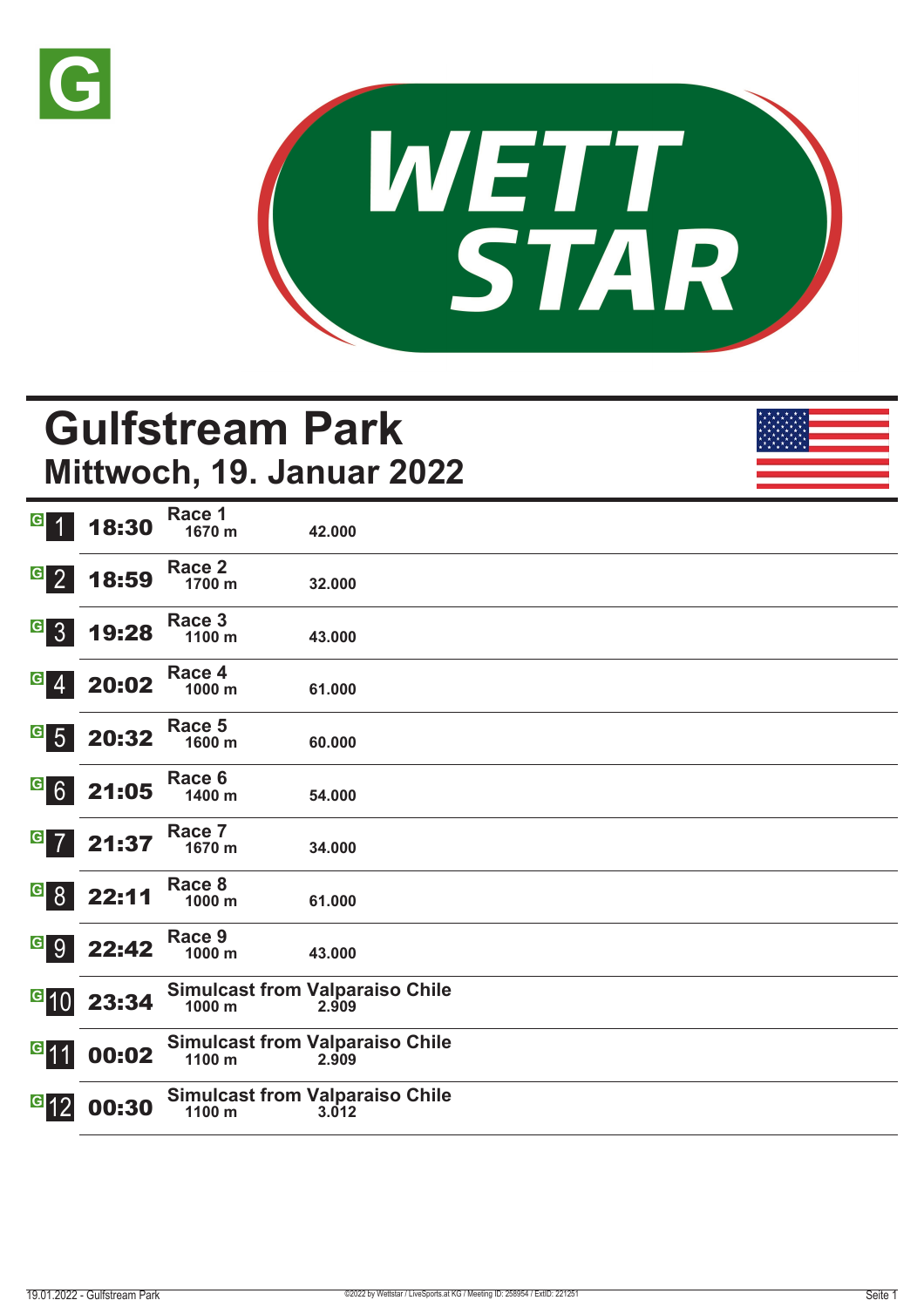# WETT STAR

# Gulfstream Park
## Mittwoch, 19. Januar 2022

| Nr. | Zeit | Rennen | Distanz | Preisgeld |
|---|---|---|---|---|
| 1 | 18:30 | Race 1 | 1670 m | 42.000 |
| 2 | 18:59 | Race 2 | 1700 m | 32.000 |
| 3 | 19:28 | Race 3 | 1100 m | 43.000 |
| 4 | 20:02 | Race 4 | 1000 m | 61.000 |
| 5 | 20:32 | Race 5 | 1600 m | 60.000 |
| 6 | 21:05 | Race 6 | 1400 m | 54.000 |
| 7 | 21:37 | Race 7 | 1670 m | 34.000 |
| 8 | 22:11 | Race 8 | 1000 m | 61.000 |
| 9 | 22:42 | Race 9 | 1000 m | 43.000 |
| 10 | 23:34 | Simulcast from Valparaiso Chile | 1000 m | 2.909 |
| 11 | 00:02 | Simulcast from Valparaiso Chile | 1100 m | 2.909 |
| 12 | 00:30 | Simulcast from Valparaiso Chile | 1100 m | 3.012 |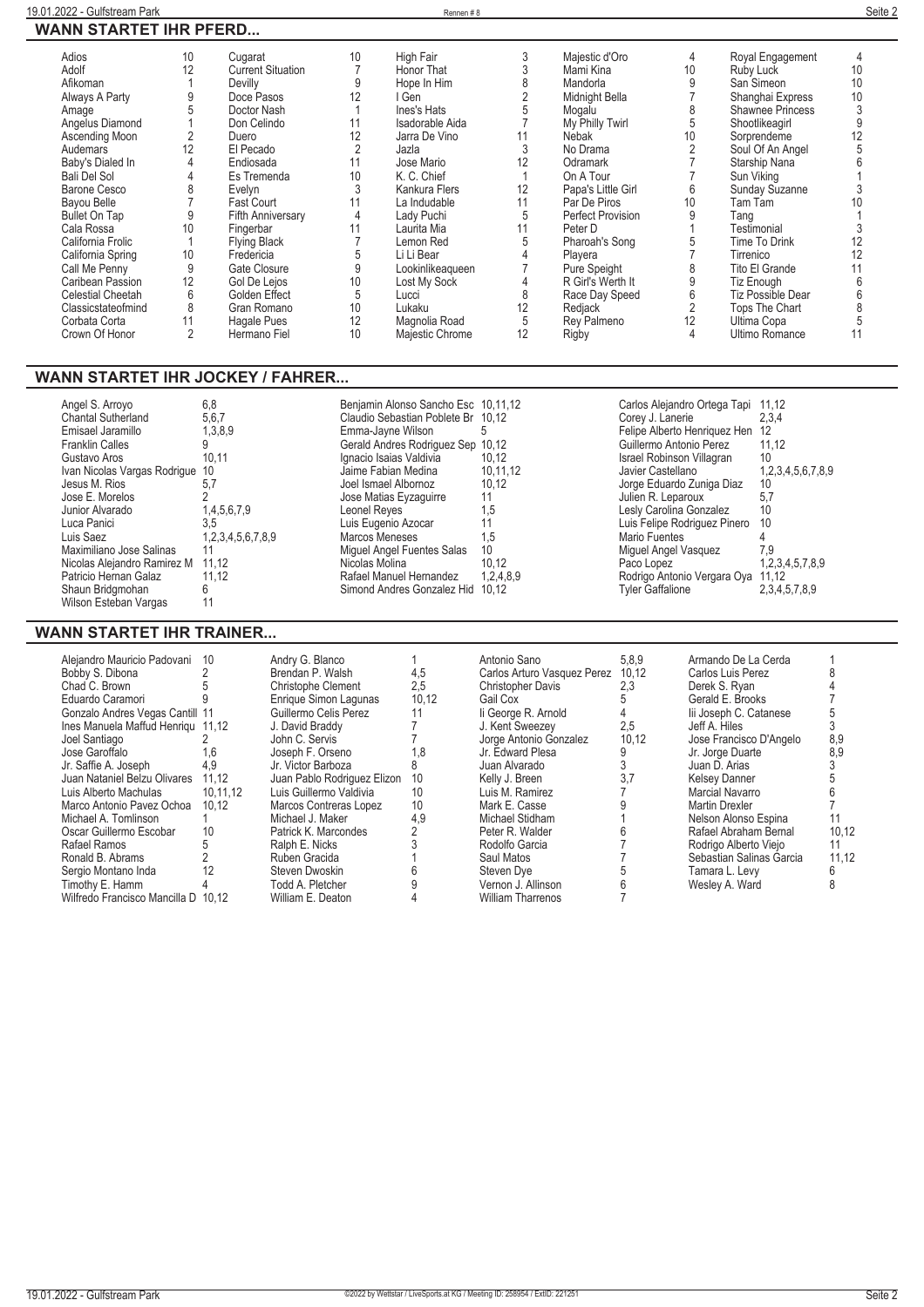## WANN STARTET IHR PFERD...

| Pferd | Rennen | Pferd | Rennen | Pferd | Rennen | Pferd | Rennen | Pferd | Rennen |
|---|---|---|---|---|---|---|---|---|---|
| Adios | 10 | Cugarat | 10 | High Fair | 3 | Majestic d'Oro | 4 | Royal Engagement | 4 |
| Adolf | 12 | Current Situation | 7 | Honor That | 3 | Mami Kina | 10 | Ruby Luck | 10 |
| Afikoman | 1 | Devilly | 9 | Hope In Him | 8 | Mandorla | 9 | San Simeon | 10 |
| Always A Party | 9 | Doce Pasos | 12 | I Gen | 2 | Midnight Bella | 7 | Shanghai Express | 10 |
| Amage | 5 | Doctor Nash | 1 | Ines's Hats | 5 | Mogalu | 8 | Shawnee Princess | 3 |
| Angelus Diamond | 1 | Don Celindo | 11 | Isadorable Aida | 7 | My Philly Twirl | 5 | Shootlikeagirl | 9 |
| Ascending Moon | 2 | Duero | 12 | Jarra De Vino | 11 | Nebak | 10 | Sorprendeme | 12 |
| Audemars | 12 | El Pecado | 2 | Jazla | 3 | No Drama | 2 | Soul Of An Angel | 5 |
| Baby's Dialed In | 4 | Endiosada | 11 | Jose Mario | 12 | Odramark | 7 | Starship Nana | 6 |
| Bali Del Sol | 4 | Es Tremenda | 10 | K. C. Chief | 1 | On A Tour | 7 | Sun Viking | 1 |
| Barone Cesco | 8 | Evelyn | 3 | Kankura Flers | 12 | Papa's Little Girl | 6 | Sunday Suzanne | 3 |
| Bayou Belle | 7 | Fast Court | 11 | La Indudable | 11 | Par De Piros | 10 | Tam Tam | 10 |
| Bullet On Tap | 9 | Fifth Anniversary | 4 | Lady Puchi | 5 | Perfect Provision | 9 | Tang | 1 |
| Cala Rossa | 10 | Fingerbar | 11 | Laurita Mia | 11 | Peter D | 1 | Testimonial | 3 |
| California Frolic | 1 | Flying Black | 7 | Lemon Red | 5 | Pharoah's Song | 5 | Time To Drink | 12 |
| California Spring | 10 | Fredericia | 5 | Li Li Bear | 4 | Playera | 7 | Tirrenico | 12 |
| Call Me Penny | 9 | Gate Closure | 9 | Lookinlikeaqueen | 7 | Pure Speight | 8 | Tito El Grande | 11 |
| Caribean Passion | 12 | Gol De Lejos | 10 | Lost My Sock | 4 | R Girl's Werth It | 9 | Tiz Enough | 6 |
| Celestial Cheetah | 6 | Golden Effect | 5 | Lucci | 8 | Race Day Speed | 6 | Tiz Possible Dear | 6 |
| Classicstateofmind | 8 | Gran Romano | 10 | Lukaku | 12 | Redjack | 2 | Tops The Chart | 8 |
| Corbata Corta | 11 | Hagale Pues | 12 | Magnolia Road | 5 | Rey Palmeno | 12 | Ultima Copa | 5 |
| Crown Of Honor | 2 | Hermano Fiel | 10 | Majestic Chrome | 12 | Rigby | 4 | Ultimo Romance | 11 |

## WANN STARTET IHR JOCKEY / FAHRER...

| Jockey | Rennen | Jockey | Rennen | Jockey | Rennen |
|---|---|---|---|---|---|
| Angel S. Arroyo | 6,8 | Benjamin Alonso Sancho Esc | 10,11,12 | Carlos Alejandro Ortega Tapi | 11,12 |
| Chantal Sutherland | 5,6,7 | Claudio Sebastian Poblete Br | 10,12 | Corey J. Lanerie | 2,3,4 |
| Emisael Jaramillo | 1,3,8,9 | Emma-Jayne Wilson | 5 | Felipe Alberto Henriquez Hen | 12 |
| Franklin Calles | 9 | Gerald Andres Rodriguez Sep | 10,12 | Guillermo Antonio Perez | 11,12 |
| Gustavo Aros | 10,11 | Ignacio Isaias Valdivia | 10,12 | Israel Robinson Villagran | 10 |
| Ivan Nicolas Vargas Rodrigue | 10 | Jaime Fabian Medina | 10,11,12 | Javier Castellano | 1,2,3,4,5,6,7,8,9 |
| Jesus M. Rios | 5,7 | Joel Ismael Albornoz | 10,12 | Jorge Eduardo Zuniga Diaz | 10 |
| Jose E. Morelos | 2 | Jose Matias Eyzaguirre | 11 | Julien R. Leparoux | 5,7 |
| Junior Alvarado | 1,4,5,6,7,9 | Leonel Reyes | 1,5 | Lesly Carolina Gonzalez | 10 |
| Luca Panici | 3,5 | Luis Eugenio Azocar | 11 | Luis Felipe Rodriguez Pinero | 10 |
| Luis Saez | 1,2,3,4,5,6,7,8,9 | Marcos Meneses | 1,5 | Mario Fuentes | 4 |
| Maximiliano Jose Salinas | 11 | Miguel Angel Fuentes Salas | 10 | Miguel Angel Vasquez | 7,9 |
| Nicolas Alejandro Ramirez M | 11,12 | Nicolas Molina | 10,12 | Paco Lopez | 1,2,3,4,5,7,8,9 |
| Patricio Hernan Galaz | 11,12 | Rafael Manuel Hernandez | 1,2,4,8,9 | Rodrigo Antonio Vergara Oya | 11,12 |
| Shaun Bridgmohan | 6 | Simond Andres Gonzalez Hid | 10,12 | Tyler Gaffalione | 2,3,4,5,7,8,9 |
| Wilson Esteban Vargas | 11 | | | | |

## WANN STARTET IHR TRAINER...

| Trainer | Rennen | Trainer | Rennen | Trainer | Rennen | Trainer | Rennen |
|---|---|---|---|---|---|---|---|
| Alejandro Mauricio Padovani | 10 | Andry G. Blanco | 1 | Antonio Sano | 5,8,9 | Armando De La Cerda | 1 |
| Bobby S. Dibona | 2 | Brendan P. Walsh | 4,5 | Carlos Arturo Vasquez Perez | 10,12 | Carlos Luis Perez | 8 |
| Chad C. Brown | 5 | Christophe Clement | 2,5 | Christopher Davis | 2,3 | Derek S. Ryan | 4 |
| Eduardo Caramori | 9 | Enrique Simon Lagunas | 10,12 | Gail Cox | 5 | Gerald E. Brooks | 7 |
| Gonzalo Andres Vegas Cantill | 11 | Guillermo Celis Perez | 11 | Ii George R. Arnold | 4 | Iii Joseph C. Catanese | 5 |
| Ines Manuela Maffud Henriqu | 11,12 | J. David Braddy | 7 | J. Kent Sweezey | 2,5 | Jeff A. Hiles | 3 |
| Joel Santiago | 2 | John C. Servis | 7 | Jorge Antonio Gonzalez | 10,12 | Jose Francisco D'Angelo | 8,9 |
| Jose Garoffalo | 1,6 | Joseph F. Orseno | 1,8 | Jr. Edward Plesa | 9 | Jr. Jorge Duarte | 8,9 |
| Jr. Saffie A. Joseph | 4,9 | Jr. Victor Barboza | 8 | Juan Alvarado | 3 | Juan D. Arias | 3 |
| Juan Nataniel Belzu Olivares | 11,12 | Juan Pablo Rodriguez Elizon | 10 | Kelly J. Breen | 3,7 | Kelsey Danner | 5 |
| Luis Alberto Machulas | 10,11,12 | Luis Guillermo Valdivia | 10 | Luis M. Ramirez | 7 | Marcial Navarro | 6 |
| Marco Antonio Pavez Ochoa | 10,12 | Marcos Contreras Lopez | 10 | Mark E. Casse | 9 | Martin Drexler | 7 |
| Michael A. Tomlinson | 1 | Michael J. Maker | 4,9 | Michael Stidham | 1 | Nelson Alonso Espina | 11 |
| Oscar Guillermo Escobar | 10 | Patrick K. Marcondes | 2 | Peter R. Walder | 6 | Rafael Abraham Bernal | 10,12 |
| Rafael Ramos | 5 | Ralph E. Nicks | 3 | Rodolfo Garcia | 7 | Rodrigo Alberto Viejo | 11 |
| Ronald B. Abrams | 2 | Ruben Gracida | 1 | Saul Matos | 7 | Sebastian Salinas Garcia | 11,12 |
| Sergio Montano Inda | 12 | Steven Dwoskin | 6 | Steven Dye | 5 | Tamara L. Levy | 6 |
| Timothy E. Hamm | 4 | Todd A. Pletcher | 9 | Vernon J. Allinson | 6 | Wesley A. Ward | 8 |
| Wilfredo Francisco Mancilla D | 10,12 | William E. Deaton | 4 | William Tharrenos | 7 | | |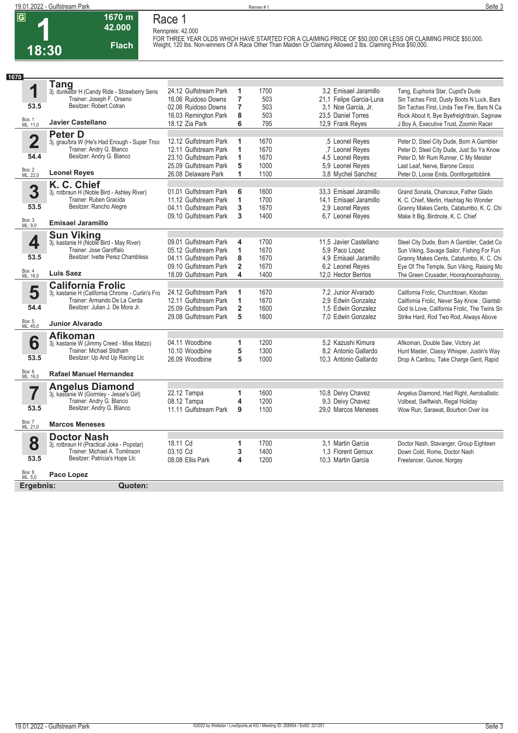# Race 1

**1** — 18:30 — 1670 m — 42.000 — Flach

Rennpreis: 42.000

FOR THREE YEAR OLDS WHICH HAVE STARTED FOR A CLAIMING PRICE OF $50,000 OR LESS OR CLAIMING PRICE $50,000. Weight, 120 lbs. Non-winners Of A Race Other Than Maiden Or Claiming Allowed 2 lbs. Claiming Price $50,000.

**1670**

## 1 Tang

3j. dunkelbr H (Candy Ride - Strawberry Sens
Trainer: Joseph F. Orseno
Besitzer: Robert Cotran
53.5
Box: 1 ML: 11,0
**Javier Castellano**

| Datum/Bahn | Platz | Distanz | Quote / Jockey | Einlauf |
|---|---|---|---|---|
| 24.12 Gulfstream Park | 1 | 1700 | 3,2 Emisael Jaramillo | Tang, Euphoria Star, Cupid's Dude |
| 16.06 Ruidoso Downs | 7 | 503 | 21,1 Felipe Garcia-Luna | Sin Tachas First, Dusty Boots N Luck, Bars |
| 02.06 Ruidoso Downs | 7 | 503 | 3,1 Noe Garcia, Jr. | Sin Tachas First, Linda Tee Fire, Bars N Ca |
| 16.03 Remington Park | 8 | 503 | 23,5 Daniel Torres | Rock About It, Bye Byefreighttrain, Saginaw |
| 18.12 Zia Park | 6 | 795 | 12,9 Frank Reyes | J Boy A, Executive Trust, Zoomin Racer |

## 2 Peter D

3j. grau/bra W (He's Had Enough - Super Troo
Trainer: Andry G. Blanco
Besitzer: Andry G. Blanco
54.4
Box: 2 ML: 22,0
**Leonel Reyes**

| Datum/Bahn | Platz | Distanz | Quote / Jockey | Einlauf |
|---|---|---|---|---|
| 12.12 Gulfstream Park | 1 | 1670 | ,5 Leonel Reyes | Peter D, Steel City Dude, Born A Gambler |
| 12.11 Gulfstream Park | 1 | 1670 | ,7 Leonel Reyes | Peter D, Steel City Dude, Just So Ya Know |
| 23.10 Gulfstream Park | 1 | 1670 | 4,5 Leonel Reyes | Peter D, Mr Rum Runner, C My Meister |
| 25.09 Gulfstream Park | 5 | 1000 | 5,9 Leonel Reyes | Last Leaf, Nerve, Barone Cesco |
| 26.08 Delaware Park | 1 | 1100 | 3,8 Mychel Sanchez | Peter D, Loose Ends, Dontforgettoblink |

## 3 K. C. Chief

3j. rotbraun H (Noble Bird - Ashley River)
Trainer: Ruben Gracida
Besitzer: Rancho Alegre
53.5
Box: 3 ML: 9,0
**Emisael Jaramillo**

| Datum/Bahn | Platz | Distanz | Quote / Jockey | Einlauf |
|---|---|---|---|---|
| 01.01 Gulfstream Park | 6 | 1600 | 33,3 Emisael Jaramillo | Grand Sonata, Chanceux, Father Glado |
| 11.12 Gulfstream Park | 1 | 1700 | 14,1 Emisael Jaramillo | K. C. Chief, Merlin, Hashtag No Wonder |
| 04.11 Gulfstream Park | 3 | 1670 | 2,9 Leonel Reyes | Granny Makes Cents, Catatumbo, K. C. Chi |
| 09.10 Gulfstream Park | 3 | 1400 | 6,7 Leonel Reyes | Make It Big, Birdnote, K. C. Chief |

## 4 Sun Viking

3j. kastanie H (Noble Bird - May River)
Trainer: Jose Garoffalo
Besitzer: Ivette Perez Chambless
53.5
Box: 4 ML: 16,0
**Luis Saez**

| Datum/Bahn | Platz | Distanz | Quote / Jockey | Einlauf |
|---|---|---|---|---|
| 09.01 Gulfstream Park | 4 | 1700 | 11,5 Javier Castellano | Steel City Dude, Born A Gambler, Cadet Co |
| 05.12 Gulfstream Park | 1 | 1670 | 5,9 Paco Lopez | Sun Viking, Savage Sailor, Fishing For Fun |
| 04.11 Gulfstream Park | 8 | 1670 | 4,9 Emisael Jaramillo | Granny Makes Cents, Catatumbo, K. C. Chi |
| 09.10 Gulfstream Park | 2 | 1670 | 6,2 Leonel Reyes | Eye Of The Temple, Sun Viking, Raising Mo |
| 18.09 Gulfstream Park | 4 | 1400 | 12,0 Hector Berrios | The Green Crusader, Hoorayhoorayhooray, |

## 5 California Frolic

3j. kastanie H (California Chrome - Curlin's Fro
Trainer: Armando De La Cerda
Besitzer: Julian J. De Mora Jr.
54.4
Box: 5 ML: 45,0
**Junior Alvarado**

| Datum/Bahn | Platz | Distanz | Quote / Jockey | Einlauf |
|---|---|---|---|---|
| 24.12 Gulfstream Park | 1 | 1670 | 7,2 Junior Alvarado | California Frolic, Churchtown, Kitodan |
| 12.11 Gulfstream Park | 1 | 1670 | 2,9 Edwin Gonzalez | California Frolic, Never Say Know , Giantsb |
| 25.09 Gulfstream Park | 2 | 1600 | 1,5 Edwin Gonzalez | God Is Love, California Frolic, The Twins Sn |
| 29.08 Gulfstream Park | 5 | 1600 | 7,0 Edwin Gonzalez | Strike Hard, Rod Two Rod, Always Above |

## 6 Afikoman

3j. kastanie W (Jimmy Creed - Miss Matzo)
Trainer: Michael Stidham
Besitzer: Up And Up Racing Llc
53.5
Box: 6 ML: 16,0
**Rafael Manuel Hernandez**

| Datum/Bahn | Platz | Distanz | Quote / Jockey | Einlauf |
|---|---|---|---|---|
| 04.11 Woodbine | 1 | 1200 | 5,2 Kazushi Kimura | Afikoman, Double Saw, Victory Jet |
| 10.10 Woodbine | 5 | 1300 | 8,2 Antonio Gallardo | Hunt Master, Classy Whisper, Justin's Way |
| 26.09 Woodbine | 5 | 1000 | 10,3 Antonio Gallardo | Drop A Caribou, Take Charge Gent, Rapid |

## 7 Angelus Diamond

3j. kastanie W (Gormley - Jesse's Girl)
Trainer: Andry G. Blanco
Besitzer: Andry G. Blanco
53.5
Box: 7 ML: 21,0
**Marcos Meneses**

| Datum/Bahn | Platz | Distanz | Quote / Jockey | Einlauf |
|---|---|---|---|---|
| 22.12 Tampa | 1 | 1600 | 10,8 Deivy Chavez | Angelus Diamond, Had Right, Aeroballistic |
| 08.12 Tampa | 4 | 1200 | 9,3 Deivy Chavez | Volbeat, Swiftwish, Regal Holiday |
| 11.11 Gulfstream Park | 9 | 1100 | 29,0 Marcos Meneses | Wow Run, Sarawat, Bourbon Over Ice |

## 8 Doctor Nash

3j. rotbraun H (Practical Joke - Popstar)
Trainer: Michael A. Tomlinson
Besitzer: Patricia's Hope Llc
53.5
Box: 8 ML: 5,0
**Paco Lopez**

| Datum/Bahn | Platz | Distanz | Quote / Jockey | Einlauf |
|---|---|---|---|---|
| 18.11 Cd | 1 | 1700 | 3,1 Martin Garcia | Doctor Nash, Stavanger, Group Eighteen |
| 03.10 Cd | 3 | 1400 | 1,3 Florent Geroux | Down Cold, Rome, Doctor Nash |
| 08.08 Ellis Park | 4 | 1200 | 10,3 Martin Garcia | Freelancer, Gunoe, Norgay |

**Ergebnis:** **Quoten:**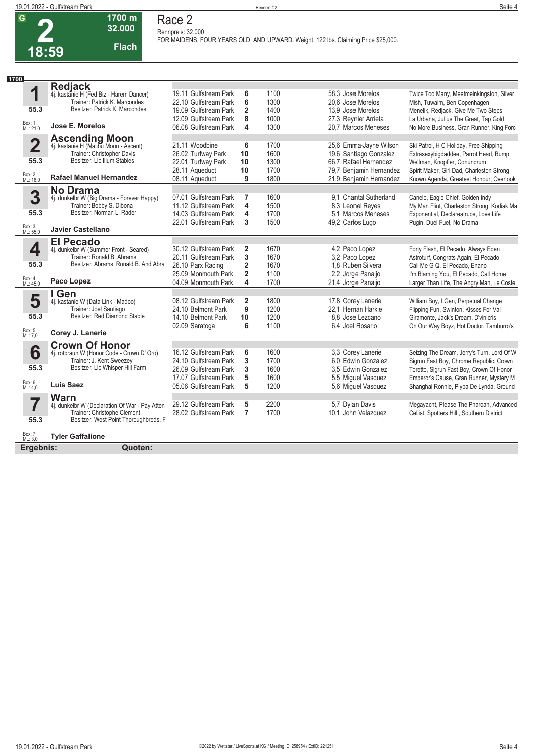# Race 2

**2** — 18:59 — 1700 m — 32.000 — Flach

Rennpreis: 32.000

FOR MAIDENS, FOUR YEARS OLD AND UPWARD. Weight, 122 lbs. Claiming Price $25,000.

## 1700

### 1 Redjack

4j. kastanie H (Fed Biz - Harem Dancer)
Trainer: Patrick K. Marcondes
Besitzer: Patrick K. Marcondes
55.3
Box: 1 ML: 21,0
**Jose E. Morelos**

| Datum | Rennbahn | Platz | Distanz | Quote | Jockey | Erste drei |
|---|---|---|---|---|---|---|
| 19.11 | Gulfstream Park | 6 | 1100 | 58,3 | Jose Morelos | Twice Too Many, Meetmeinkingston, Silver |
| 22.10 | Gulfstream Park | 6 | 1300 | 20,6 | Jose Morelos | Mish, Tuwaim, Ben Copenhagen |
| 19.09 | Gulfstream Park | 2 | 1400 | 13,9 | Jose Morelos | Menelik, Redjack, Give Me Two Steps |
| 12.09 | Gulfstream Park | 8 | 1000 | 27,3 | Reynier Arrieta | La Urbana, Julius The Great, Tap Gold |
| 06.08 | Gulfstream Park | 4 | 1300 | 20,7 | Marcos Meneses | No More Business, Gran Runner, King Forc |

### 2 Ascending Moon

4j. kastanie H (Malibu Moon - Ascent)
Trainer: Christopher Davis
Besitzer: Llc Ilium Stables
55.3
Box: 2 ML: 16,0
**Rafael Manuel Hernandez**

| Datum | Rennbahn | Platz | Distanz | Quote | Jockey | Erste drei |
|---|---|---|---|---|---|---|
| 21.11 | Woodbine | 6 | 1700 | 25,6 | Emma-Jayne Wilson | Ski Patrol, H C Holiday, Free Shipping |
| 26.02 | Turfway Park | 10 | 1600 | 19,6 | Santiago Gonzalez | Extrasexybigdaddee, Parrot Head, Bump |
| 22.01 | Turfway Park | 10 | 1300 | 66,7 | Rafael Hernandez | Wellman, Knopfler, Conundrum |
| 28.11 | Aqueduct | 10 | 1700 | 79,7 | Benjamin Hernandez | Spirit Maker, Girl Dad, Charleston Strong |
| 08.11 | Aqueduct | 9 | 1800 | 21,9 | Benjamin Hernandez | Known Agenda, Greatest Honour, Overtook |

### 3 No Drama

4j. dunkelbr W (Big Drama - Forever Happy)
Trainer: Bobby S. Dibona
Besitzer: Norman L. Rader
55.3
Box: 3 ML: 55,0
**Javier Castellano**

| Datum | Rennbahn | Platz | Distanz | Quote | Jockey | Erste drei |
|---|---|---|---|---|---|---|
| 07.01 | Gulfstream Park | 7 | 1600 | 9,1 | Chantal Sutherland | Canelo, Eagle Chief, Golden Indy |
| 11.12 | Gulfstream Park | 4 | 1500 | 8,3 | Leonel Reyes | My Man Flint, Charleston Strong, Kodiak Ma |
| 14.03 | Gulfstream Park | 4 | 1700 | 5,1 | Marcos Meneses | Exponential, Declareatruce, Love Life |
| 22.01 | Gulfstream Park | 3 | 1500 | 49,2 | Carlos Lugo | Pugin, Duel Fuel, No Drama |

### 4 El Pecado

4j. dunkelbr W (Summer Front - Seared)
Trainer: Ronald B. Abrams
Besitzer: Abrams, Ronald B. And Abra
55.3
Box: 4 ML: 45,0
**Paco Lopez**

| Datum | Rennbahn | Platz | Distanz | Quote | Jockey | Erste drei |
|---|---|---|---|---|---|---|
| 30.12 | Gulfstream Park | 2 | 1670 | 4,2 | Paco Lopez | Forty Flash, El Pecado, Always Eden |
| 20.11 | Gulfstream Park | 3 | 1670 | 3,2 | Paco Lopez | Astroturf, Congrats Again, El Pecado |
| 26.10 | Parx Racing | 2 | 1670 | 1,8 | Ruben Silvera | Call Me G Q, El Pecado, Enano |
| 25.09 | Monmouth Park | 2 | 1100 | 2,2 | Jorge Panaijo | I'm Blaming You, El Pecado, Call Home |
| 04.09 | Monmouth Park | 4 | 1700 | 21,4 | Jorge Panaijo | Larger Than Life, The Angry Man, Le Coste |

### 5 I Gen

4j. kastanie W (Data Link - Madoo)
Trainer: Joel Santiago
Besitzer: Red Diamond Stable
55.3
Box: 5 ML: 7,0
**Corey J. Lanerie**

| Datum | Rennbahn | Platz | Distanz | Quote | Jockey | Erste drei |
|---|---|---|---|---|---|---|
| 08.12 | Gulfstream Park | 2 | 1800 | 17,8 | Corey Lanerie | William Boy, I Gen, Perpetual Change |
| 24.10 | Belmont Park | 9 | 1200 | 22,1 | Heman Harkie | Flipping Fun, Swinton, Kisses For Val |
| 14.10 | Belmont Park | 10 | 1200 | 8,8 | Jose Lezcano | Giramonte, Jack's Dream, D'vinicris |
| 02.09 | Saratoga | 6 | 1100 | 6,4 | Joel Rosario | On Our Way Boyz, Hot Doctor, Tamburro's |

### 6 Crown Of Honor

4j. rotbraun W (Honor Code - Crown D' Oro)
Trainer: J. Kent Sweezey
Besitzer: Llc Whisper Hill Farm
55.3
Box: 6 ML: 4,0
**Luis Saez**

| Datum | Rennbahn | Platz | Distanz | Quote | Jockey | Erste drei |
|---|---|---|---|---|---|---|
| 16.12 | Gulfstream Park | 6 | 1600 | 3,3 | Corey Lanerie | Seizing The Dream, Jerry's Turn, Lord Of W |
| 24.10 | Gulfstream Park | 3 | 1700 | 6,0 | Edwin Gonzalez | Sigrun Fast Boy, Chrome Republic, Crown |
| 26.09 | Gulfstream Park | 3 | 1600 | 3,5 | Edwin Gonzalez | Toretto, Sigrun Fast Boy, Crown Of Honor |
| 17.07 | Gulfstream Park | 5 | 1600 | 5,5 | Miguel Vasquez | Emperor's Cause, Gran Runner, Mystery M |
| 05.06 | Gulfstream Park | 5 | 1200 | 5,6 | Miguel Vasquez | Shanghai Ronnie, Piypa De Lynda, Ground |

### 7 Warn

4j. dunkelbr W (Declaration Of War - Pay Atten
Trainer: Christophe Clement
Besitzer: West Point Thoroughbreds, F
55.3
Box: 7 ML: 3,0
**Tyler Gaffalione**

| Datum | Rennbahn | Platz | Distanz | Quote | Jockey | Erste drei |
|---|---|---|---|---|---|---|
| 29.12 | Gulfstream Park | 5 | 2200 | 5,7 | Dylan Davis | Megayacht, Please The Pharoah, Advanced |
| 28.02 | Gulfstream Park | 7 | 1700 | 10,1 | John Velazquez | Cellist, Spotters Hill , Southern District |

**Ergebnis:** **Quoten:**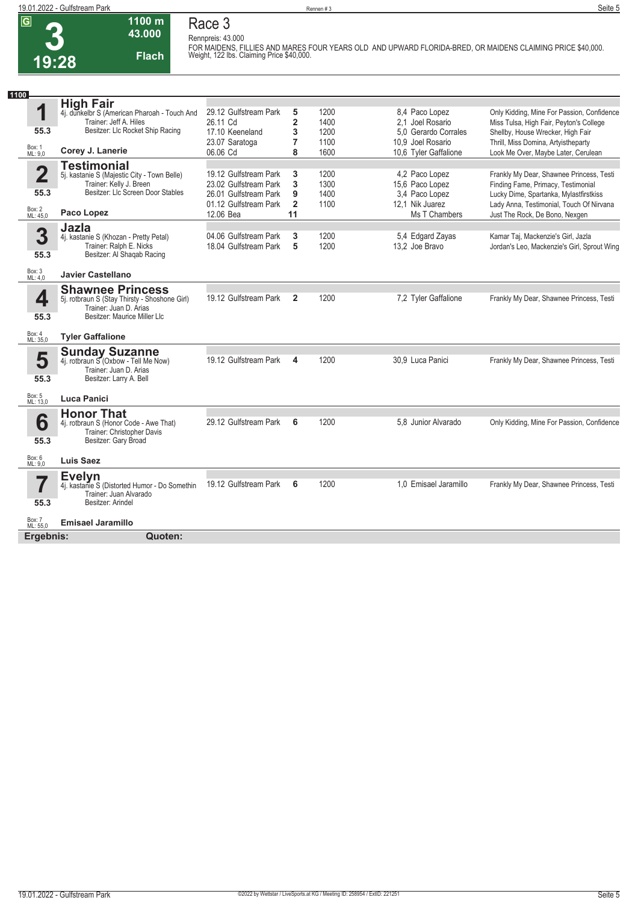# Race 3

**G** **3** **19:28** | **1100 m** | **43.000** | **Flach**

Rennpreis: 43.000

FOR MAIDENS, FILLIES AND MARES FOUR YEARS OLD AND UPWARD FLORIDA-BRED, OR MAIDENS CLAIMING PRICE $40,000. Weight, 122 lbs. Claiming Price $40,000.

**1100**

## 1 High Fair
4j. dunkelbr S (American Pharoah - Touch And
Trainer: Jeff A. Hiles
Besitzer: Llc Rocket Ship Racing
55.3
Box: 1 ML: 9,0
**Corey J. Lanerie**

| Datum | Bahn | Platz | Distanz | Quote/Jockey | Erste |
|---|---|---|---|---|---|
| 29.12 | Gulfstream Park | 5 | 1200 | 8,4 Paco Lopez | Only Kidding, Mine For Passion, Confidence |
| 26.11 | Cd | 2 | 1400 | 2,1 Joel Rosario | Miss Tulsa, High Fair, Peyton's College |
| 17.10 | Keeneland | 3 | 1200 | 5,0 Gerardo Corrales | Shellby, House Wrecker, High Fair |
| 23.07 | Saratoga | 7 | 1100 | 10,9 Joel Rosario | Thrill, Miss Domina, Artyistheparty |
| 06.06 | Cd | 8 | 1600 | 10,6 Tyler Gaffalione | Look Me Over, Maybe Later, Cerulean |

## 2 Testimonial
5j. kastanie S (Majestic City - Town Belle)
Trainer: Kelly J. Breen
Besitzer: Llc Screen Door Stables
55.3
Box: 2 ML: 45,0
**Paco Lopez**

| Datum | Bahn | Platz | Distanz | Quote/Jockey | Erste |
|---|---|---|---|---|---|
| 19.12 | Gulfstream Park | 3 | 1200 | 4,2 Paco Lopez | Frankly My Dear, Shawnee Princess, Testi |
| 23.02 | Gulfstream Park | 3 | 1300 | 15,6 Paco Lopez | Finding Fame, Primacy, Testimonial |
| 26.01 | Gulfstream Park | 9 | 1400 | 3,4 Paco Lopez | Lucky Dime, Spartanka, Mylastfirstkiss |
| 01.12 | Gulfstream Park | 2 | 1100 | 12,1 Nik Juarez | Lady Anna, Testimonial, Touch Of Nirvana |
| 12.06 | Bea | 11 | | Ms T Chambers | Just The Rock, De Bono, Nexgen |

## 3 Jazla
4j. kastanie S (Khozan - Pretty Petal)
Trainer: Ralph E. Nicks
Besitzer: Al Shaqab Racing
55.3
Box: 3 ML: 4,0
**Javier Castellano**

| Datum | Bahn | Platz | Distanz | Quote/Jockey | Erste |
|---|---|---|---|---|---|
| 04.06 | Gulfstream Park | 3 | 1200 | 5,4 Edgard Zayas | Kamar Taj, Mackenzie's Girl, Jazla |
| 18.04 | Gulfstream Park | 5 | 1200 | 13,2 Joe Bravo | Jordan's Leo, Mackenzie's Girl, Sprout Wing |

## 4 Shawnee Princess
5j. rotbraun S (Stay Thirsty - Shoshone Girl)
Trainer: Juan D. Arias
Besitzer: Maurice Miller Llc
55.3
Box: 4 ML: 35,0
**Tyler Gaffalione**

| Datum | Bahn | Platz | Distanz | Quote/Jockey | Erste |
|---|---|---|---|---|---|
| 19.12 | Gulfstream Park | 2 | 1200 | 7,2 Tyler Gaffalione | Frankly My Dear, Shawnee Princess, Testi |

## 5 Sunday Suzanne
4j. rotbraun S (Oxbow - Tell Me Now)
Trainer: Juan D. Arias
Besitzer: Larry A. Bell
55.3
Box: 5 ML: 13,0
**Luca Panici**

| Datum | Bahn | Platz | Distanz | Quote/Jockey | Erste |
|---|---|---|---|---|---|
| 19.12 | Gulfstream Park | 4 | 1200 | 30,9 Luca Panici | Frankly My Dear, Shawnee Princess, Testi |

## 6 Honor That
4j. rotbraun S (Honor Code - Awe That)
Trainer: Christopher Davis
Besitzer: Gary Broad
55.3
Box: 6 ML: 9,0
**Luis Saez**

| Datum | Bahn | Platz | Distanz | Quote/Jockey | Erste |
|---|---|---|---|---|---|
| 29.12 | Gulfstream Park | 6 | 1200 | 5,8 Junior Alvarado | Only Kidding, Mine For Passion, Confidence |

## 7 Evelyn
4j. kastanie S (Distorted Humor - Do Somethin
Trainer: Juan Alvarado
Besitzer: Arindel
55.3
Box: 7 ML: 55,0
**Emisael Jaramillo**

| Datum | Bahn | Platz | Distanz | Quote/Jockey | Erste |
|---|---|---|---|---|---|
| 19.12 | Gulfstream Park | 6 | 1200 | 1,0 Emisael Jaramillo | Frankly My Dear, Shawnee Princess, Testi |

**Ergebnis:** **Quoten:**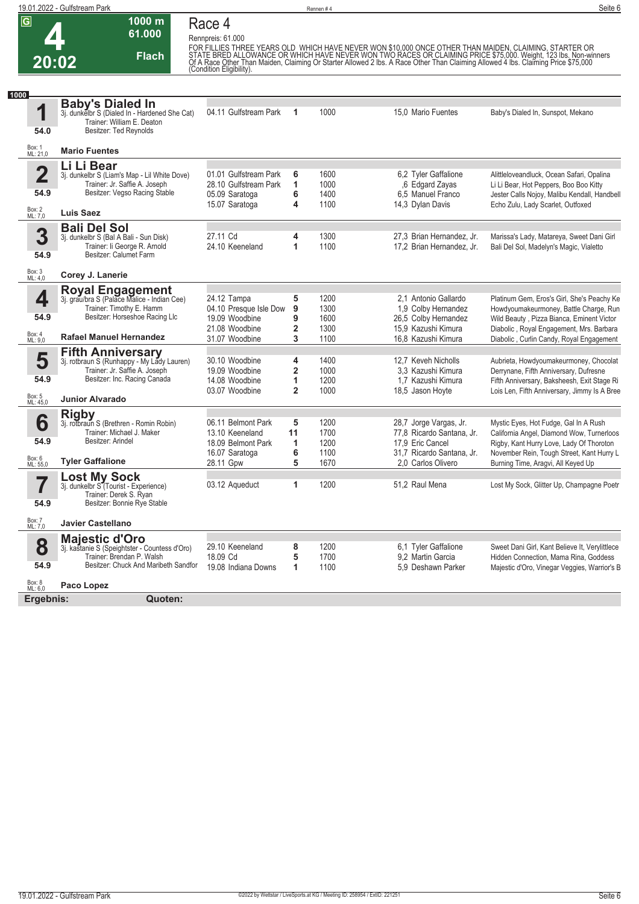# Race 4

**G** **4** **20:02** — 1000 m — 61.000 — Flach

Rennpreis: 61.000

FOR FILLIES THREE YEARS OLD WHICH HAVE NEVER WON $10,000 ONCE OTHER THAN MAIDEN, CLAIMING, STARTER OR STATE BRED ALLOWANCE OR WHICH HAVE NEVER WON TWO RACES OR CLAIMING PRICE $75,000. Weight, 123 lbs. Non-winners Of A Race Other Than Maiden, Claiming Or Starter Allowed 2 lbs. A Race Other Than Claiming Allowed 4 lbs. Claiming Price $75,000 (Condition Eligibility).

**1000**

| Nr. | Pferd | Datum/Bahn | Platz | Distanz | Quote/Reiter | Einlauf |
|---|---|---|---|---|---|---|
| **1** | **Baby's Dialed In**<br>3j. dunkelbr S (Dialed In - Hardened She Cat)<br>Trainer: William E. Deaton<br>Besitzer: Ted Reynolds<br>54.0<br>Box: 1 ML: 21,0<br>**Mario Fuentes** | 04.11 Gulfstream Park | 1 | 1000 | 15,0 Mario Fuentes | Baby's Dialed In, Sunspot, Mekano |
| **2** | **Li Li Bear**<br>3j. dunkelbr S (Liam's Map - Lil White Dove)<br>Trainer: Jr. Saffie A. Joseph<br>Besitzer: Vegso Racing Stable<br>54.9<br>Box: 2 ML: 7,0<br>**Luis Saez** | 01.01 Gulfstream Park | 6 | 1600 | 6,2 Tyler Gaffalione | Alittleloveandluck, Ocean Safari, Opalina |
| | | 28.10 Gulfstream Park | 1 | 1000 | ,6 Edgard Zayas | Li Li Bear, Hot Peppers, Boo Boo Kitty |
| | | 05.09 Saratoga | 6 | 1400 | 6,5 Manuel Franco | Jester Calls Nojoy, Malibu Kendall, Handbell |
| | | 15.07 Saratoga | 4 | 1100 | 14,3 Dylan Davis | Echo Zulu, Lady Scarlet, Outfoxed |
| **3** | **Bali Del Sol**<br>3j. dunkelbr S (Bal A Bali - Sun Disk)<br>Trainer: Ii George R. Arnold<br>Besitzer: Calumet Farm<br>54.9<br>Box: 3 ML: 4,0<br>**Corey J. Lanerie** | 27.11 Cd | 4 | 1300 | 27,3 Brian Hernandez, Jr. | Marissa's Lady, Matareya, Sweet Dani Girl |
| | | 24.10 Keeneland | 1 | 1100 | 17,2 Brian Hernandez, Jr. | Bali Del Sol, Madelyn's Magic, Vialetto |
| **4** | **Royal Engagement**<br>3j. grau/bra S (Palace Malice - Indian Cee)<br>Trainer: Timothy E. Hamm<br>Besitzer: Horseshoe Racing Llc<br>54.9<br>Box: 4 ML: 9,0<br>**Rafael Manuel Hernandez** | 24.12 Tampa | 5 | 1200 | 2,1 Antonio Gallardo | Platinum Gem, Eros's Girl, She's Peachy Ke |
| | | 04.10 Presque Isle Dow | 9 | 1300 | 1,9 Colby Hernandez | Howdyoumakeurmoney, Battle Charge, Run |
| | | 19.09 Woodbine | 9 | 1600 | 26,5 Colby Hernandez | Wild Beauty , Pizza Bianca, Eminent Victor |
| | | 21.08 Woodbine | 2 | 1300 | 15,9 Kazushi Kimura | Diabolic , Royal Engagement, Mrs. Barbara |
| | | 31.07 Woodbine | 3 | 1100 | 16,8 Kazushi Kimura | Diabolic , Curlin Candy, Royal Engagement |
| **5** | **Fifth Anniversary**<br>3j. rotbraun S (Runhappy - My Lady Lauren)<br>Trainer: Jr. Saffie A. Joseph<br>Besitzer: Inc. Racing Canada<br>54.9<br>Box: 5 ML: 45,0<br>**Junior Alvarado** | 30.10 Woodbine | 4 | 1400 | 12,7 Keveh Nicholls | Aubrieta, Howdyoumakeurmoney, Chocolat |
| | | 19.09 Woodbine | 2 | 1000 | 3,3 Kazushi Kimura | Derrynane, Fifth Anniversary, Dufresne |
| | | 14.08 Woodbine | 1 | 1200 | 1,7 Kazushi Kimura | Fifth Anniversary, Baksheesh, Exit Stage Ri |
| | | 03.07 Woodbine | 2 | 1000 | 18,5 Jason Hoyte | Lois Len, Fifth Anniversary, Jimmy Is A Bree |
| **6** | **Rigby**<br>3j. rotbraun S (Brethren - Romin Robin)<br>Trainer: Michael J. Maker<br>Besitzer: Arindel<br>54.9<br>Box: 6 ML: 55,0<br>**Tyler Gaffalione** | 06.11 Belmont Park | 5 | 1200 | 28,7 Jorge Vargas, Jr. | Mystic Eyes, Hot Fudge, Gal In A Rush |
| | | 13.10 Keeneland | 11 | 1700 | 77,8 Ricardo Santana, Jr. | California Angel, Diamond Wow, Turnerloos |
| | | 18.09 Belmont Park | 1 | 1200 | 17,9 Eric Cancel | Rigby, Kant Hurry Love, Lady Of Thoroton |
| | | 16.07 Saratoga | 6 | 1100 | 31,7 Ricardo Santana, Jr. | November Rein, Tough Street, Kant Hurry L |
| | | 28.11 Gpw | 5 | 1670 | 2,0 Carlos Olivero | Burning Time, Aragvi, All Keyed Up |
| **7** | **Lost My Sock**<br>3j. dunkelbr S (Tourist - Experience)<br>Trainer: Derek S. Ryan<br>Besitzer: Bonnie Rye Stable<br>54.9<br>Box: 7 ML: 7,0<br>**Javier Castellano** | 03.12 Aqueduct | 1 | 1200 | 51,2 Raul Mena | Lost My Sock, Glitter Up, Champagne Poetr |
| **8** | **Majestic d'Oro**<br>3j. kastanie S (Speightster - Countess d'Oro)<br>Trainer: Brendan P. Walsh<br>Besitzer: Chuck And Maribeth Sandfor<br>54.9<br>Box: 8 ML: 6,0<br>**Paco Lopez** | 29.10 Keeneland | 8 | 1200 | 6,1 Tyler Gaffalione | Sweet Dani Girl, Kant Believe It, Verylittlece |
| | | 18.09 Cd | 5 | 1700 | 9,2 Martin Garcia | Hidden Connection, Mama Rina, Goddess |
| | | 19.08 Indiana Downs | 1 | 1100 | 5,9 Deshawn Parker | Majestic d'Oro, Vinegar Veggies, Warrior's B |

**Ergebnis:** **Quoten:**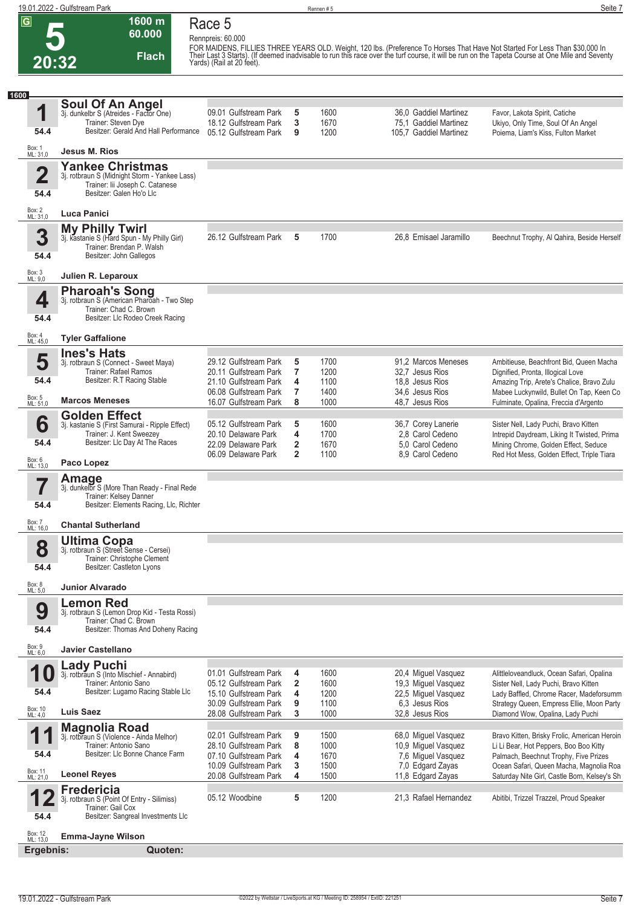# 5

**G** | **1600 m** | **60.000** | **Flach** | **20:32**

## Race 5

Rennpreis: 60.000

FOR MAIDENS, FILLIES THREE YEARS OLD. Weight, 120 lbs. (Preference To Horses That Have Not Started For Less Than $30,000 In Their Last 3 Starts). (If deemed inadvisable to run this race over the turf course, it will be run on the Tapeta Course at One Mile and Seventy Yards) (Rail at 20 feet).

**1600**

### 1 Soul Of An Angel
3j. dunkelbr S (Atreides - Factor One)
Trainer: Steven Dye
Besitzer: Gerald And Hall Performance
54.4
Box: 1 ML: 31,0
**Jesus M. Rios**

| Datum | Rennbahn | Platz | Distanz | Quote / Jockey | Einlauf |
|---|---|---|---|---|---|
| 09.01 | Gulfstream Park | 5 | 1600 | 36,0 Gaddiel Martinez | Favor, Lakota Spirit, Catiche |
| 18.12 | Gulfstream Park | 3 | 1670 | 75,1 Gaddiel Martinez | Ukiyo, Only Time, Soul Of An Angel |
| 05.12 | Gulfstream Park | 9 | 1200 | 105,7 Gaddiel Martinez | Poiema, Liam's Kiss, Fulton Market |

### 2 Yankee Christmas
3j. rotbraun S (Midnight Storm - Yankee Lass)
Trainer: Iii Joseph C. Catanese
Besitzer: Galen Ho'o Llc
54.4
Box: 2 ML: 31,0
**Luca Panici**

### 3 My Philly Twirl
3j. kastanie S (Hard Spun - My Philly Girl)
Trainer: Brendan P. Walsh
Besitzer: John Gallegos
54.4
Box: 3 ML: 9,0
**Julien R. Leparoux**

| Datum | Rennbahn | Platz | Distanz | Quote / Jockey | Einlauf |
|---|---|---|---|---|---|
| 26.12 | Gulfstream Park | 5 | 1700 | 26,8 Emisael Jaramillo | Beechnut Trophy, Al Qahira, Beside Herself |

### 4 Pharoah's Song
3j. rotbraun S (American Pharoah - Two Step)
Trainer: Chad C. Brown
Besitzer: Llc Rodeo Creek Racing
54.4
Box: 4 ML: 45,0
**Tyler Gaffalione**

### 5 Ines's Hats
3j. rotbraun S (Connect - Sweet Maya)
Trainer: Rafael Ramos
Besitzer: R.T Racing Stable
54.4
Box: 5 ML: 51,0
**Marcos Meneses**

| Datum | Rennbahn | Platz | Distanz | Quote / Jockey | Einlauf |
|---|---|---|---|---|---|
| 29.12 | Gulfstream Park | 5 | 1700 | 91,2 Marcos Meneses | Ambitieuse, Beachfront Bid, Queen Macha |
| 20.11 | Gulfstream Park | 7 | 1200 | 32,7 Jesus Rios | Dignified, Pronta, Illogical Love |
| 21.10 | Gulfstream Park | 4 | 1100 | 18,8 Jesus Rios | Amazing Trip, Arete's Chalice, Bravo Zulu |
| 06.08 | Gulfstream Park | 7 | 1400 | 34,6 Jesus Rios | Mabee Luckynwild, Bullet On Tap, Keen Co |
| 16.07 | Gulfstream Park | 8 | 1000 | 48,7 Jesus Rios | Fulminate, Opalina, Freccia d'Argento |

### 6 Golden Effect
3j. kastanie S (First Samurai - Ripple Effect)
Trainer: J. Kent Sweezey
Besitzer: Llc Day At The Races
54.4
Box: 6 ML: 13,0
**Paco Lopez**

| Datum | Rennbahn | Platz | Distanz | Quote / Jockey | Einlauf |
|---|---|---|---|---|---|
| 05.12 | Gulfstream Park | 5 | 1600 | 36,7 Corey Lanerie | Sister Nell, Lady Puchi, Bravo Kitten |
| 20.10 | Delaware Park | 4 | 1700 | 2,8 Carol Cedeno | Intrepid Daydream, Liking It Twisted, Prima |
| 22.09 | Delaware Park | 2 | 1670 | 5,0 Carol Cedeno | Mining Chrome, Golden Effect, Seduce |
| 06.09 | Delaware Park | 2 | 1100 | 8,9 Carol Cedeno | Red Hot Mess, Golden Effect, Triple Tiara |

### 7 Amage
3j. dunkelbr S (More Than Ready - Final Rede
Trainer: Kelsey Danner
Besitzer: Elements Racing, Llc, Richter
54.4
Box: 7 ML: 16,0
**Chantal Sutherland**

### 8 Ultima Copa
3j. rotbraun S (Street Sense - Cersei)
Trainer: Christophe Clement
Besitzer: Castleton Lyons
54.4
Box: 8 ML: 5,0
**Junior Alvarado**

### 9 Lemon Red
3j. rotbraun S (Lemon Drop Kid - Testa Rossi)
Trainer: Chad C. Brown
Besitzer: Thomas And Doheny Racing
54.4
Box: 9 ML: 6,0
**Javier Castellano**

### 10 Lady Puchi
3j. rotbraun S (Into Mischief - Annabird)
Trainer: Antonio Sano
Besitzer: Lugamo Racing Stable Llc
54.4
Box: 10 ML: 4,0
**Luis Saez**

| Datum | Rennbahn | Platz | Distanz | Quote / Jockey | Einlauf |
|---|---|---|---|---|---|
| 01.01 | Gulfstream Park | 4 | 1600 | 20,4 Miguel Vasquez | Alittleloveandluck, Ocean Safari, Opalina |
| 05.12 | Gulfstream Park | 2 | 1600 | 19,3 Miguel Vasquez | Sister Nell, Lady Puchi, Bravo Kitten |
| 15.10 | Gulfstream Park | 4 | 1200 | 22,5 Miguel Vasquez | Lady Baffled, Chrome Racer, Madeforsumm |
| 30.09 | Gulfstream Park | 9 | 1100 | 6,3 Jesus Rios | Strategy Queen, Empress Ellie, Moon Party |
| 28.08 | Gulfstream Park | 3 | 1000 | 32,8 Jesus Rios | Diamond Wow, Opalina, Lady Puchi |

### 11 Magnolia Road
3j. rotbraun S (Violence - Ainda Melhor)
Trainer: Antonio Sano
Besitzer: Llc Bonne Chance Farm
54.4
Box: 11 ML: 21,0
**Leonel Reyes**

| Datum | Rennbahn | Platz | Distanz | Quote / Jockey | Einlauf |
|---|---|---|---|---|---|
| 02.01 | Gulfstream Park | 9 | 1500 | 68,0 Miguel Vasquez | Bravo Kitten, Brisky Frolic, American Heroin |
| 28.10 | Gulfstream Park | 8 | 1000 | 10,9 Miguel Vasquez | Li Li Bear, Hot Peppers, Boo Boo Kitty |
| 07.10 | Gulfstream Park | 4 | 1670 | 7,6 Miguel Vasquez | Palmach, Beechnut Trophy, Five Prizes |
| 10.09 | Gulfstream Park | 3 | 1500 | 7,0 Edgard Zayas | Ocean Safari, Queen Macha, Magnolia Roa |
| 20.08 | Gulfstream Park | 4 | 1500 | 11,8 Edgard Zayas | Saturday Nite Girl, Castle Born, Kelsey's Sh |

### 12 Fredericia
3j. rotbraun S (Point Of Entry - Silimiss)
Trainer: Gail Cox
Besitzer: Sangreal Investments Llc
54.4
Box: 12 ML: 13,0
**Emma-Jayne Wilson**

| Datum | Rennbahn | Platz | Distanz | Quote / Jockey | Einlauf |
|---|---|---|---|---|---|
| 05.12 | Woodbine | 5 | 1200 | 21,3 Rafael Hernandez | Abitibi, Trizzel Trazzel, Proud Speaker |

**Ergebnis:** | **Quoten:**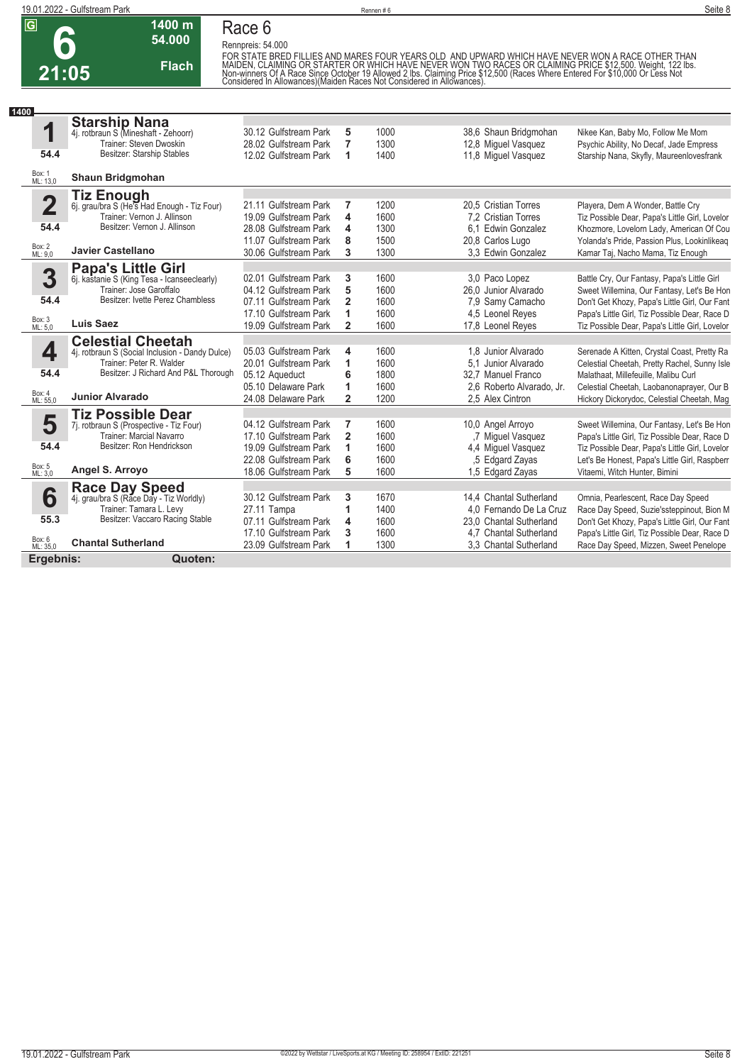# Race 6

**G** | **6** | **21:05** | **1400 m** | **54.000** | **Flach**

Rennpreis: 54.000

FOR STATE BRED FILLIES AND MARES FOUR YEARS OLD AND UPWARD WHICH HAVE NEVER WON A RACE OTHER THAN MAIDEN, CLAIMING OR STARTER OR WHICH HAVE NEVER WON TWO RACES OR CLAIMING PRICE $12,500. Weight, 122 lbs. Non-winners Of A Race Since October 19 Allowed 2 lbs. Claiming Price $12,500 (Races Where Entered For $10,000 Or Less Not Considered In Allowances)(Maiden Races Not Considered in Allowances).

**1400**

| Nr. | Pferd | Datum / Bahn | Platz | Distanz | Quote / Jockey | Einlauf |
|---|---|---|---|---|---|---|
| **1** | **Starship Nana** 4j. rotbraun S (Mineshaft - Zehoorr) | 30.12 Gulfstream Park | 5 | 1000 | 38,6 Shaun Bridgmohan | Nikee Kan, Baby Mo, Follow Me Mom |
| | Trainer: Steven Dwoskin | 28.02 Gulfstream Park | 7 | 1300 | 12,8 Miguel Vasquez | Psychic Ability, No Decaf, Jade Empress |
| 54.4 | Besitzer: Starship Stables | 12.02 Gulfstream Park | 1 | 1400 | 11,8 Miguel Vasquez | Starship Nana, Skyfly, Maureenlovesfrank |
| Box: 1 ML: 13,0 | **Shaun Bridgmohan** | | | | | |
| **2** | **Tiz Enough** 6j. grau/bra S (He's Had Enough - Tiz Four) | 21.11 Gulfstream Park | 7 | 1200 | 20,5 Cristian Torres | Playera, Dem A Wonder, Battle Cry |
| | Trainer: Vernon J. Allinson | 19.09 Gulfstream Park | 4 | 1600 | 7,2 Cristian Torres | Tiz Possible Dear, Papa's Little Girl, Lovelor |
| 54.4 | Besitzer: Vernon J. Allinson | 28.08 Gulfstream Park | 4 | 1300 | 6,1 Edwin Gonzalez | Khozmore, Lovelorn Lady, American Of Cou |
| | | 11.07 Gulfstream Park | 8 | 1500 | 20,8 Carlos Lugo | Yolanda's Pride, Passion Plus, Lookinlikeaq |
| Box: 2 ML: 9,0 | **Javier Castellano** | 30.06 Gulfstream Park | 3 | 1300 | 3,3 Edwin Gonzalez | Kamar Taj, Nacho Mama, Tiz Enough |
| **3** | **Papa's Little Girl** 6j. kastanie S (King Tesa - Icanseeclearly) | 02.01 Gulfstream Park | 3 | 1600 | 3,0 Paco Lopez | Battle Cry, Our Fantasy, Papa's Little Girl |
| | Trainer: Jose Garoffalo | 04.12 Gulfstream Park | 5 | 1600 | 26,0 Junior Alvarado | Sweet Willemina, Our Fantasy, Let's Be Hon |
| 54.4 | Besitzer: Ivette Perez Chambless | 07.11 Gulfstream Park | 2 | 1600 | 7,9 Samy Camacho | Don't Get Khozy, Papa's Little Girl, Our Fant |
| | | 17.10 Gulfstream Park | 1 | 1600 | 4,5 Leonel Reyes | Papa's Little Girl, Tiz Possible Dear, Race D |
| Box: 3 ML: 5,0 | **Luis Saez** | 19.09 Gulfstream Park | 2 | 1600 | 17,8 Leonel Reyes | Tiz Possible Dear, Papa's Little Girl, Lovelor |
| **4** | **Celestial Cheetah** 4j. rotbraun S (Social Inclusion - Dandy Dulce) | 05.03 Gulfstream Park | 4 | 1600 | 1,8 Junior Alvarado | Serenade A Kitten, Crystal Coast, Pretty Ra |
| | Trainer: Peter R. Walder | 20.01 Gulfstream Park | 1 | 1600 | 5,1 Junior Alvarado | Celestial Cheetah, Pretty Rachel, Sunny Isle |
| 54.4 | Besitzer: J Richard And P&L Thorough | 05.12 Aqueduct | 6 | 1800 | 32,7 Manuel Franco | Malathaat, Millefeuille, Malibu Curl |
| | | 05.10 Delaware Park | 1 | 1600 | 2,6 Roberto Alvarado, Jr. | Celestial Cheetah, Laobanonaprayer, Our B |
| Box: 4 ML: 55,0 | **Junior Alvarado** | 24.08 Delaware Park | 2 | 1200 | 2,5 Alex Cintron | Hickory Dickorydoc, Celestial Cheetah, Mag |
| **5** | **Tiz Possible Dear** 7j. rotbraun S (Prospective - Tiz Four) | 04.12 Gulfstream Park | 7 | 1600 | 10,0 Angel Arroyo | Sweet Willemina, Our Fantasy, Let's Be Hon |
| | Trainer: Marcial Navarro | 17.10 Gulfstream Park | 2 | 1600 | ,7 Miguel Vasquez | Papa's Little Girl, Tiz Possible Dear, Race D |
| 54.4 | Besitzer: Ron Hendrickson | 19.09 Gulfstream Park | 1 | 1600 | 4,4 Miguel Vasquez | Tiz Possible Dear, Papa's Little Girl, Lovelor |
| | | 22.08 Gulfstream Park | 6 | 1600 | ,5 Edgard Zayas | Let's Be Honest, Papa's Little Girl, Raspberr |
| Box: 5 ML: 3,0 | **Angel S. Arroyo** | 18.06 Gulfstream Park | 5 | 1600 | 1,5 Edgard Zayas | Vitaemi, Witch Hunter, Bimini |
| **6** | **Race Day Speed** 4j. grau/bra S (Race Day - Tiz Worldly) | 30.12 Gulfstream Park | 3 | 1670 | 14,4 Chantal Sutherland | Omnia, Pearlescent, Race Day Speed |
| | Trainer: Tamara L. Levy | 27.11 Tampa | 1 | 1400 | 4,0 Fernando De La Cruz | Race Day Speed, Suzie'ssteppinout, Bion M |
| 55.3 | Besitzer: Vaccaro Racing Stable | 07.11 Gulfstream Park | 4 | 1600 | 23,0 Chantal Sutherland | Don't Get Khozy, Papa's Little Girl, Our Fant |
| | | 17.10 Gulfstream Park | 3 | 1600 | 4,7 Chantal Sutherland | Papa's Little Girl, Tiz Possible Dear, Race D |
| Box: 6 ML: 35,0 | **Chantal Sutherland** | 23.09 Gulfstream Park | 1 | 1300 | 3,3 Chantal Sutherland | Race Day Speed, Mizzen, Sweet Penelope |

**Ergebnis:** **Quoten:**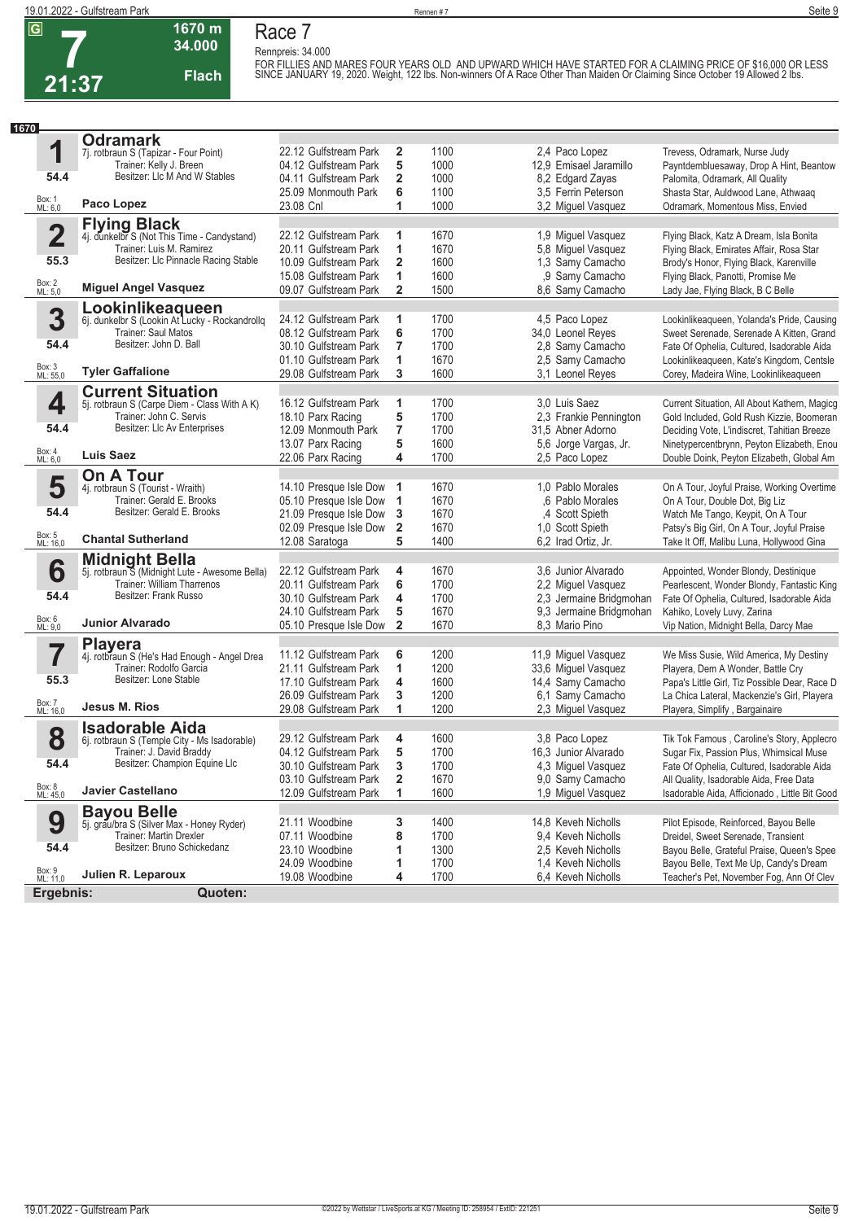# Race 7

**7** | 21:37 | 1670 m | 34.000 | Flach

Rennpreis: 34.000

FOR FILLIES AND MARES FOUR YEARS OLD AND UPWARD WHICH HAVE STARTED FOR A CLAIMING PRICE OF $16,000 OR LESS SINCE JANUARY 19, 2020. Weight, 122 lbs. Non-winners Of A Race Other Than Maiden Or Claiming Since October 19 Allowed 2 lbs.

1670

### 1 Odramark
7j. rotbraun S (Tapizar - Four Point)
Trainer: Kelly J. Breen
Besitzer: Llc M And W Stables
54.4 — Box: 1, ML: 6,0 — **Paco Lopez**

| Datum | Bahn | Pl. | Distanz | Quote / Jockey | Einlauf |
|---|---|---|---|---|---|
| 22.12 | Gulfstream Park | 2 | 1100 | 2,4 Paco Lopez | Trevess, Odramark, Nurse Judy |
| 04.12 | Gulfstream Park | 5 | 1000 | 12,9 Emisael Jaramillo | Payntdemblueaway, Drop A Hint, Beantow |
| 04.11 | Gulfstream Park | 2 | 1000 | 8,2 Edgard Zayas | Palomita, Odramark, All Quality |
| 25.09 | Monmouth Park | 6 | 1100 | 3,5 Ferrin Peterson | Shasta Star, Auldwood Lane, Athwaaq |
| 23.08 | Cnl | 1 | 1000 | 3,2 Miguel Vasquez | Odramark, Momentous Miss, Envied |

### 2 Flying Black
4j. dunkelbr S (Not This Time - Candystand)
Trainer: Luis M. Ramirez
Besitzer: Llc Pinnacle Racing Stable
55.3 — Box: 2, ML: 5,0 — **Miguel Angel Vasquez**

| Datum | Bahn | Pl. | Distanz | Quote / Jockey | Einlauf |
|---|---|---|---|---|---|
| 22.12 | Gulfstream Park | 1 | 1670 | 1,9 Miguel Vasquez | Flying Black, Katz A Dream, Isla Bonita |
| 20.11 | Gulfstream Park | 1 | 1670 | 5,8 Miguel Vasquez | Flying Black, Emirates Affair, Rosa Star |
| 10.09 | Gulfstream Park | 2 | 1600 | 1,3 Samy Camacho | Brody's Honor, Flying Black, Karenville |
| 15.08 | Gulfstream Park | 1 | 1600 | ,9 Samy Camacho | Flying Black, Panotti, Promise Me |
| 09.07 | Gulfstream Park | 2 | 1500 | 8,6 Samy Camacho | Lady Jae, Flying Black, B C Belle |

### 3 Lookinlikeaqueen
6j. dunkelbr S (Lookin At Lucky - Rockandrollq
Trainer: Saul Matos
Besitzer: John D. Ball
54.4 — Box: 3, ML: 55,0 — **Tyler Gaffalione**

| Datum | Bahn | Pl. | Distanz | Quote / Jockey | Einlauf |
|---|---|---|---|---|---|
| 24.12 | Gulfstream Park | 1 | 1700 | 4,5 Paco Lopez | Lookinlikeaqueen, Yolanda's Pride, Causing |
| 08.12 | Gulfstream Park | 6 | 1700 | 34,0 Leonel Reyes | Sweet Serenade, Serenade A Kitten, Grand |
| 30.10 | Gulfstream Park | 7 | 1700 | 2,8 Samy Camacho | Fate Of Ophelia, Cultured, Isadorable Aida |
| 01.10 | Gulfstream Park | 1 | 1670 | 2,5 Samy Camacho | Lookinlikeaqueen, Kate's Kingdom, Centsle |
| 29.08 | Gulfstream Park | 3 | 1600 | 3,1 Leonel Reyes | Corey, Madeira Wine, Lookinlikeaqueen |

### 4 Current Situation
5j. rotbraun S (Carpe Diem - Class With A K)
Trainer: John C. Servis
Besitzer: Llc Av Enterprises
54.4 — Box: 4, ML: 6,0 — **Luis Saez**

| Datum | Bahn | Pl. | Distanz | Quote / Jockey | Einlauf |
|---|---|---|---|---|---|
| 16.12 | Gulfstream Park | 1 | 1700 | 3,0 Luis Saez | Current Situation, All About Kathern, Magicg |
| 18.10 | Parx Racing | 5 | 1700 | 2,3 Frankie Pennington | Gold Included, Gold Rush Kizzie, Boomeran |
| 12.09 | Monmouth Park | 7 | 1700 | 31,5 Abner Adorno | Deciding Vote, L'indiscret, Tahitian Breeze |
| 13.07 | Parx Racing | 5 | 1600 | 5,6 Jorge Vargas, Jr. | Ninetypercentbrynn, Peyton Elizabeth, Enou |
| 22.06 | Parx Racing | 4 | 1700 | 2,5 Paco Lopez | Double Doink, Peyton Elizabeth, Global Am |

### 5 On A Tour
4j. rotbraun S (Tourist - Wraith)
Trainer: Gerald E. Brooks
Besitzer: Gerald E. Brooks
54.4 — Box: 5, ML: 16,0 — **Chantal Sutherland**

| Datum | Bahn | Pl. | Distanz | Quote / Jockey | Einlauf |
|---|---|---|---|---|---|
| 14.10 | Presque Isle Dow | 1 | 1670 | 1,0 Pablo Morales | On A Tour, Joyful Praise, Working Overtime |
| 05.10 | Presque Isle Dow | 1 | 1670 | ,6 Pablo Morales | On A Tour, Double Dot, Big Liz |
| 21.09 | Presque Isle Dow | 3 | 1670 | ,4 Scott Spieth | Watch Me Tango, Keypit, On A Tour |
| 02.09 | Presque Isle Dow | 2 | 1670 | 1,0 Scott Spieth | Patsy's Big Girl, On A Tour, Joyful Praise |
| 12.08 | Saratoga | 5 | 1400 | 6,2 Irad Ortiz, Jr. | Take It Off, Malibu Luna, Hollywood Gina |

### 6 Midnight Bella
5j. rotbraun S (Midnight Lute - Awesome Bella)
Trainer: William Tharrenos
Besitzer: Frank Russo
54.4 — Box: 6, ML: 9,0 — **Junior Alvarado**

| Datum | Bahn | Pl. | Distanz | Quote / Jockey | Einlauf |
|---|---|---|---|---|---|
| 22.12 | Gulfstream Park | 4 | 1670 | 3,6 Junior Alvarado | Appointed, Wonder Blondy, Destinique |
| 20.11 | Gulfstream Park | 6 | 1700 | 2,2 Miguel Vasquez | Pearlescent, Wonder Blondy, Fantastic King |
| 30.10 | Gulfstream Park | 4 | 1700 | 2,3 Jermaine Bridgmohan | Fate Of Ophelia, Cultured, Isadorable Aida |
| 24.10 | Gulfstream Park | 5 | 1670 | 9,3 Jermaine Bridgmohan | Kahiko, Lovely Luvy, Zarina |
| 05.10 | Presque Isle Dow | 2 | 1670 | 8,3 Mario Pino | Vip Nation, Midnight Bella, Darcy Mae |

### 7 Playera
4j. rotbraun S (He's Had Enough - Angel Drea
Trainer: Rodolfo Garcia
Besitzer: Lone Stable
55.3 — Box: 7, ML: 16,0 — **Jesus M. Rios**

| Datum | Bahn | Pl. | Distanz | Quote / Jockey | Einlauf |
|---|---|---|---|---|---|
| 11.12 | Gulfstream Park | 6 | 1200 | 11,9 Miguel Vasquez | We Miss Susie, Wild America, My Destiny |
| 21.11 | Gulfstream Park | 1 | 1200 | 33,6 Miguel Vasquez | Playera, Dem A Wonder, Battle Cry |
| 17.10 | Gulfstream Park | 4 | 1600 | 14,4 Samy Camacho | Papa's Little Girl, Tiz Possible Dear, Race D |
| 26.09 | Gulfstream Park | 3 | 1200 | 6,1 Samy Camacho | La Chica Lateral, Mackenzie's Girl, Playera |
| 29.08 | Gulfstream Park | 1 | 1200 | 2,3 Miguel Vasquez | Playera, Simplify , Bargainaire |

### 8 Isadorable Aida
6j. rotbraun S (Temple City - Ms Isadorable)
Trainer: J. David Braddy
Besitzer: Champion Equine Llc
54.4 — Box: 8, ML: 45,0 — **Javier Castellano**

| Datum | Bahn | Pl. | Distanz | Quote / Jockey | Einlauf |
|---|---|---|---|---|---|
| 29.12 | Gulfstream Park | 4 | 1600 | 3,8 Paco Lopez | Tik Tok Famous , Caroline's Story, Applecro |
| 04.12 | Gulfstream Park | 5 | 1700 | 16,3 Junior Alvarado | Sugar Fix, Passion Plus, Whimsical Muse |
| 30.10 | Gulfstream Park | 3 | 1700 | 4,3 Miguel Vasquez | Fate Of Ophelia, Cultured, Isadorable Aida |
| 03.10 | Gulfstream Park | 2 | 1670 | 9,0 Samy Camacho | All Quality, Isadorable Aida, Free Data |
| 12.09 | Gulfstream Park | 1 | 1600 | 1,9 Miguel Vasquez | Isadorable Aida, Afficionado , Little Bit Good |

### 9 Bayou Belle
5j. grau/bra S (Silver Max - Honey Ryder)
Trainer: Martin Drexler
Besitzer: Bruno Schickedanz
54.4 — Box: 9, ML: 11,0 — **Julien R. Leparoux**

| Datum | Bahn | Pl. | Distanz | Quote / Jockey | Einlauf |
|---|---|---|---|---|---|
| 21.11 | Woodbine | 3 | 1400 | 14,8 Keveh Nicholls | Pilot Episode, Reinforced, Bayou Belle |
| 07.11 | Woodbine | 8 | 1700 | 9,4 Keveh Nicholls | Dreidel, Sweet Serenade, Transient |
| 23.10 | Woodbine | 1 | 1300 | 2,5 Keveh Nicholls | Bayou Belle, Grateful Praise, Queen's Spee |
| 24.09 | Woodbine | 1 | 1700 | 1,4 Keveh Nicholls | Bayou Belle, Text Me Up, Candy's Dream |
| 19.08 | Woodbine | 4 | 1700 | 6,4 Keveh Nicholls | Teacher's Pet, November Fog, Ann Of Clev |

**Ergebnis:** **Quoten:**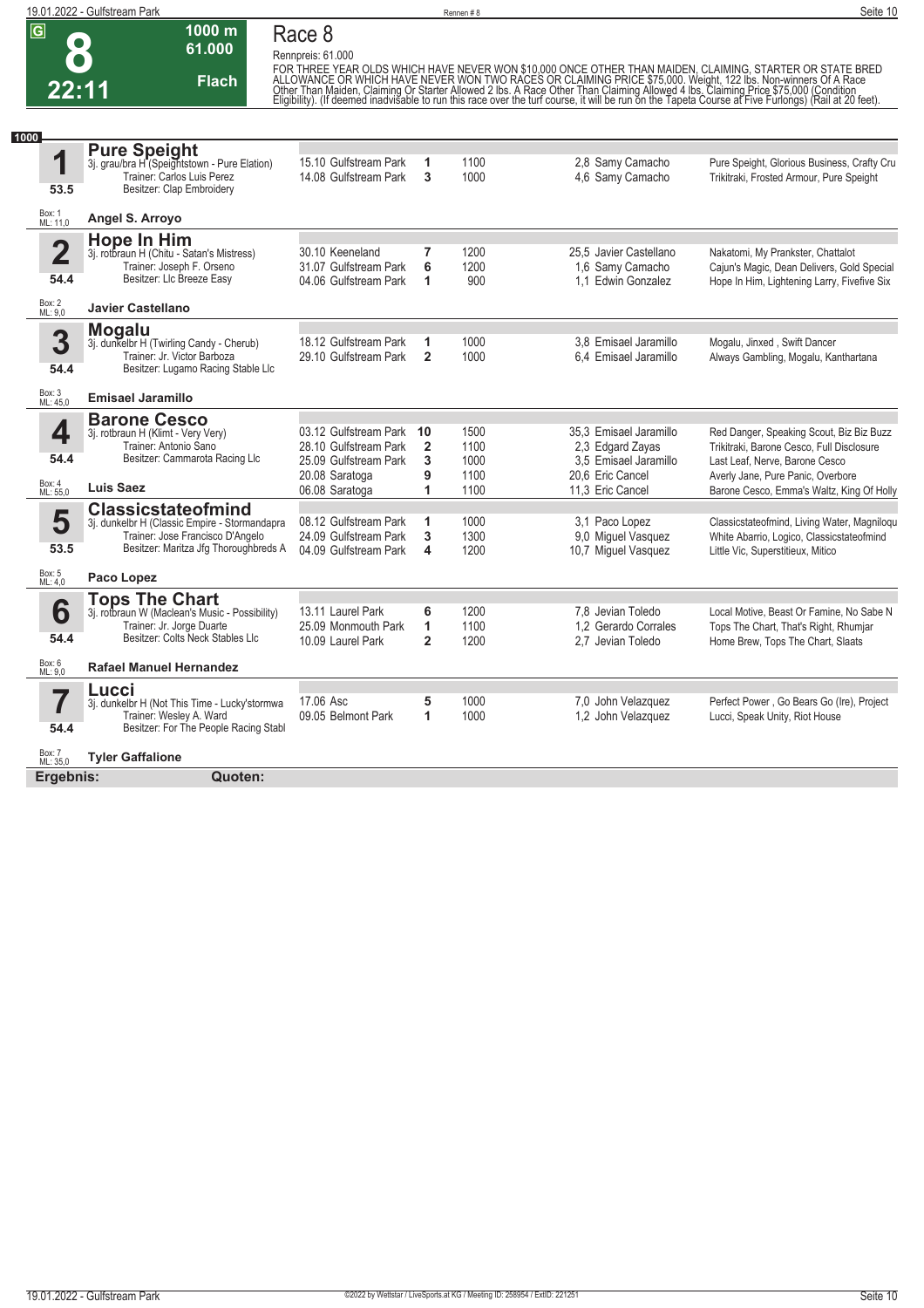G **8** 22:11 — 1000 m, 61.000, Flach

# Race 8

Rennpreis: 61.000

FOR THREE YEAR OLDS WHICH HAVE NEVER WON $10,000 ONCE OTHER THAN MAIDEN, CLAIMING, STARTER OR STATE BRED ALLOWANCE OR WHICH HAVE NEVER WON TWO RACES OR CLAIMING PRICE $75,000. Weight, 122 lbs. Non-winners Of A Race Other Than Maiden, Claiming Or Starter Allowed 2 lbs. A Race Other Than Claiming Allowed 4 lbs. Claiming Price $75,000 (Condition Eligibility). (If deemed inadvisable to run this race over the turf course, it will be run on the Tapeta Course at Five Furlongs) (Rail at 20 feet).

**1000**

## 1 Pure Speight
3j. grau/bra H (Speightstown - Pure Elation)
Trainer: Carlos Luis Perez
Besitzer: Clap Embroidery
53.5
Box: 1, ML: 11,0
**Angel S. Arroyo**

| Datum | Rennbahn | Platz | Distanz | Quote | Jockey | Einlauf |
|---|---|---|---|---|---|---|
| 15.10 | Gulfstream Park | 1 | 1100 | 2,8 | Samy Camacho | Pure Speight, Glorious Business, Crafty Cru |
| 14.08 | Gulfstream Park | 3 | 1000 | 4,6 | Samy Camacho | Trikitraki, Frosted Armour, Pure Speight |

## 2 Hope In Him
3j. rotbraun H (Chitu - Satan's Mistress)
Trainer: Joseph F. Orseno
Besitzer: Llc Breeze Easy
54.4
Box: 2, ML: 9,0
**Javier Castellano**

| Datum | Rennbahn | Platz | Distanz | Quote | Jockey | Einlauf |
|---|---|---|---|---|---|---|
| 30.10 | Keeneland | 7 | 1200 | 25,5 | Javier Castellano | Nakatomi, My Prankster, Chattalot |
| 31.07 | Gulfstream Park | 6 | 1200 | 1,6 | Samy Camacho | Cajun's Magic, Dean Delivers, Gold Special |
| 04.06 | Gulfstream Park | 1 | 900 | 1,1 | Edwin Gonzalez | Hope In Him, Lightening Larry, Fivefive Six |

## 3 Mogalu
3j. dunkelbr H (Twirling Candy - Cherub)
Trainer: Jr. Victor Barboza
Besitzer: Lugamo Racing Stable Llc
54.4
Box: 3, ML: 45,0
**Emisael Jaramillo**

| Datum | Rennbahn | Platz | Distanz | Quote | Jockey | Einlauf |
|---|---|---|---|---|---|---|
| 18.12 | Gulfstream Park | 1 | 1000 | 3,8 | Emisael Jaramillo | Mogalu, Jinxed , Swift Dancer |
| 29.10 | Gulfstream Park | 2 | 1000 | 6,4 | Emisael Jaramillo | Always Gambling, Mogalu, Kanthartana |

## 4 Barone Cesco
3j. rotbraun H (Klimt - Very Very)
Trainer: Antonio Sano
Besitzer: Cammarota Racing Llc
54.4
Box: 4, ML: 55,0
**Luis Saez**

| Datum | Rennbahn | Platz | Distanz | Quote | Jockey | Einlauf |
|---|---|---|---|---|---|---|
| 03.12 | Gulfstream Park | 10 | 1500 | 35,3 | Emisael Jaramillo | Red Danger, Speaking Scout, Biz Biz Buzz |
| 28.10 | Gulfstream Park | 2 | 1100 | 2,3 | Edgard Zayas | Trikitraki, Barone Cesco, Full Disclosure |
| 25.09 | Gulfstream Park | 3 | 1000 | 3,5 | Emisael Jaramillo | Last Leaf, Nerve, Barone Cesco |
| 20.08 | Saratoga | 9 | 1100 | 20,6 | Eric Cancel | Averly Jane, Pure Panic, Overbore |
| 06.08 | Saratoga | 1 | 1100 | 11,3 | Eric Cancel | Barone Cesco, Emma's Waltz, King Of Holly |

## 5 Classicstateofmind
3j. dunkelbr H (Classic Empire - Stormandapra
Trainer: Jose Francisco D'Angelo
Besitzer: Maritza Jfg Thoroughbreds A
53.5
Box: 5, ML: 4,0
**Paco Lopez**

| Datum | Rennbahn | Platz | Distanz | Quote | Jockey | Einlauf |
|---|---|---|---|---|---|---|
| 08.12 | Gulfstream Park | 1 | 1000 | 3,1 | Paco Lopez | Classicstateofmind, Living Water, Magniloqu |
| 24.09 | Gulfstream Park | 3 | 1300 | 9,0 | Miguel Vasquez | White Abarrio, Logico, Classicstateofmind |
| 04.09 | Gulfstream Park | 4 | 1200 | 10,7 | Miguel Vasquez | Little Vic, Superstitieux, Mitico |

## 6 Tops The Chart
3j. rotbraun W (Maclean's Music - Possibility)
Trainer: Jr. Jorge Duarte
Besitzer: Colts Neck Stables Llc
54.4
Box: 6, ML: 9,0
**Rafael Manuel Hernandez**

| Datum | Rennbahn | Platz | Distanz | Quote | Jockey | Einlauf |
|---|---|---|---|---|---|---|
| 13.11 | Laurel Park | 6 | 1200 | 7,8 | Jevian Toledo | Local Motive, Beast Or Famine, No Sabe N |
| 25.09 | Monmouth Park | 1 | 1100 | 1,2 | Gerardo Corrales | Tops The Chart, That's Right, Rhumjar |
| 10.09 | Laurel Park | 2 | 1200 | 2,7 | Jevian Toledo | Home Brew, Tops The Chart, Slaats |

## 7 Lucci
3j. dunkelbr H (Not This Time - Lucky'stormwa
Trainer: Wesley A. Ward
Besitzer: For The People Racing Stabl
54.4
Box: 7, ML: 35,0
**Tyler Gaffalione**

| Datum | Rennbahn | Platz | Distanz | Quote | Jockey | Einlauf |
|---|---|---|---|---|---|---|
| 17.06 | Asc | 5 | 1000 | 7,0 | John Velazquez | Perfect Power , Go Bears Go (Ire), Project |
| 09.05 | Belmont Park | 1 | 1000 | 1,2 | John Velazquez | Lucci, Speak Unity, Riot House |

**Ergebnis:** **Quoten:**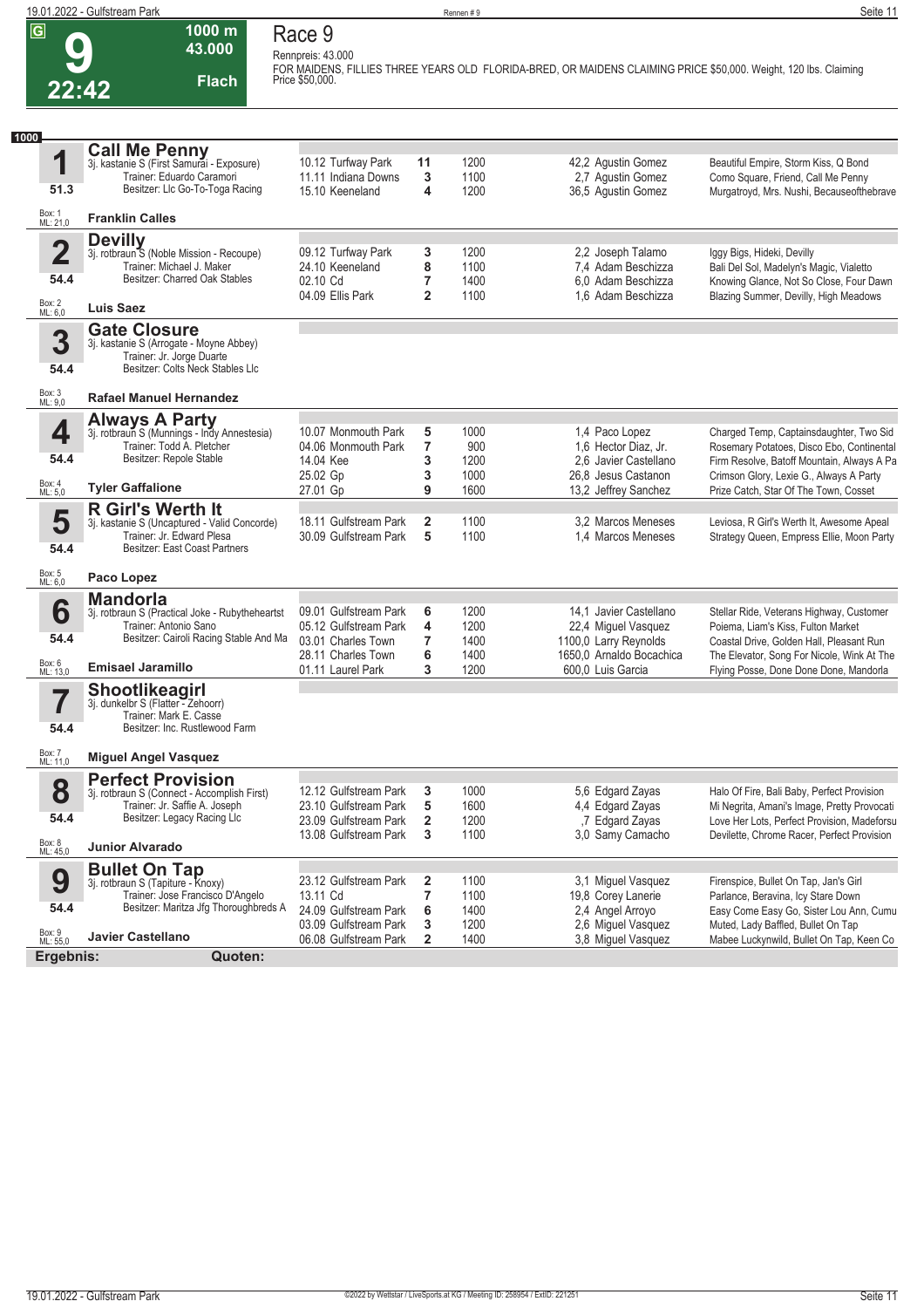# Race 9

**G** **9** **22:42** — 1000 m — 43.000 — Flach

Rennpreis: 43.000

FOR MAIDENS, FILLIES THREE YEARS OLD FLORIDA-BRED, OR MAIDENS CLAIMING PRICE $50,000. Weight, 120 lbs. Claiming Price $50,000.

**1000**

## 1 Call Me Penny
3j. kastanie S (First Samurai - Exposure)
Trainer: Eduardo Caramori
Besitzer: Llc Go-To-Toga Racing
51.3
Box: 1 ML: 21,0
**Franklin Calles**

| Datum | Bahn | Platz | Distanz | Quote | Jockey | Erste Drei |
|---|---|---|---|---|---|---|
| 10.12 | Turfway Park | 11 | 1200 | 42,2 | Agustin Gomez | Beautiful Empire, Storm Kiss, Q Bond |
| 11.11 | Indiana Downs | 3 | 1100 | 2,7 | Agustin Gomez | Como Square, Friend, Call Me Penny |
| 15.10 | Keeneland | 4 | 1200 | 36,5 | Agustin Gomez | Murgatroyd, Mrs. Nushi, Becauseofthebrave |

## 2 Devilly
3j. rotbraun S (Noble Mission - Recoupe)
Trainer: Michael J. Maker
Besitzer: Charred Oak Stables
54.4
Box: 2 ML: 6,0
**Luis Saez**

| Datum | Bahn | Platz | Distanz | Quote | Jockey | Erste Drei |
|---|---|---|---|---|---|---|
| 09.12 | Turfway Park | 3 | 1200 | 2,2 | Joseph Talamo | Iggy Bigs, Hideki, Devilly |
| 24.10 | Keeneland | 8 | 1100 | 7,4 | Adam Beschizza | Bali Del Sol, Madelyn's Magic, Vialetto |
| 02.10 | Cd | 7 | 1400 | 6,0 | Adam Beschizza | Knowing Glance, Not So Close, Four Dawn |
| 04.09 | Ellis Park | 2 | 1100 | 1,6 | Adam Beschizza | Blazing Summer, Devilly, High Meadows |

## 3 Gate Closure
3j. kastanie S (Arrogate - Moyne Abbey)
Trainer: Jr. Jorge Duarte
Besitzer: Colts Neck Stables Llc
54.4
Box: 3 ML: 9,0
**Rafael Manuel Hernandez**

## 4 Always A Party
3j. rotbraun S (Munnings - Indy Annestesia)
Trainer: Todd A. Pletcher
Besitzer: Repole Stable
54.4
Box: 4 ML: 5,0
**Tyler Gaffalione**

| Datum | Bahn | Platz | Distanz | Quote | Jockey | Erste Drei |
|---|---|---|---|---|---|---|
| 10.07 | Monmouth Park | 5 | 1000 | 1,4 | Paco Lopez | Charged Temp, Captainsdaughter, Two Sid |
| 04.06 | Monmouth Park | 7 | 900 | 1,6 | Hector Diaz, Jr. | Rosemary Potatoes, Disco Ebo, Continental |
| 14.04 | Kee | 3 | 1200 | 2,6 | Javier Castellano | Firm Resolve, Batoff Mountain, Always A Pa |
| 25.02 | Gp | 3 | 1000 | 26,8 | Jesus Castanon | Crimson Glory, Lexie G., Always A Party |
| 27.01 | Gp | 9 | 1600 | 13,2 | Jeffrey Sanchez | Prize Catch, Star Of The Town, Cosset |

## 5 R Girl's Werth It
3j. kastanie S (Uncaptured - Valid Concorde)
Trainer: Jr. Edward Plesa
Besitzer: East Coast Partners
54.4
Box: 5 ML: 6,0
**Paco Lopez**

| Datum | Bahn | Platz | Distanz | Quote | Jockey | Erste Drei |
|---|---|---|---|---|---|---|
| 18.11 | Gulfstream Park | 2 | 1100 | 3,2 | Marcos Meneses | Leviosa, R Girl's Werth It, Awesome Apeal |
| 30.09 | Gulfstream Park | 5 | 1100 | 1,4 | Marcos Meneses | Strategy Queen, Empress Ellie, Moon Party |

## 6 Mandorla
3j. rotbraun S (Practical Joke - Rubytheheartst
Trainer: Antonio Sano
Besitzer: Cairoli Racing Stable And Ma
54.4
Box: 6 ML: 13,0
**Emisael Jaramillo**

| Datum | Bahn | Platz | Distanz | Quote | Jockey | Erste Drei |
|---|---|---|---|---|---|---|
| 09.01 | Gulfstream Park | 6 | 1200 | 14,1 | Javier Castellano | Stellar Ride, Veterans Highway, Customer |
| 05.12 | Gulfstream Park | 4 | 1200 | 22,4 | Miguel Vasquez | Poiema, Liam's Kiss, Fulton Market |
| 03.01 | Charles Town | 7 | 1400 | 1100,0 | Larry Reynolds | Coastal Drive, Golden Hall, Pleasant Run |
| 28.11 | Charles Town | 6 | 1400 | 1650,0 | Arnaldo Bocachica | The Elevator, Song For Nicole, Wink At The |
| 01.11 | Laurel Park | 3 | 1200 | 600,0 | Luis Garcia | Flying Posse, Done Done Done, Mandorla |

## 7 Shootlikeagirl
3j. dunkelbr S (Flatter - Zehoorr)
Trainer: Mark E. Casse
Besitzer: Inc. Rustlewood Farm
54.4
Box: 7 ML: 11,0
**Miguel Angel Vasquez**

## 8 Perfect Provision
3j. rotbraun S (Connect - Accomplish First)
Trainer: Jr. Saffie A. Joseph
Besitzer: Legacy Racing Llc
54.4
Box: 8 ML: 45,0
**Junior Alvarado**

| Datum | Bahn | Platz | Distanz | Quote | Jockey | Erste Drei |
|---|---|---|---|---|---|---|
| 12.12 | Gulfstream Park | 3 | 1000 | 5,6 | Edgard Zayas | Halo Of Fire, Bali Baby, Perfect Provision |
| 23.10 | Gulfstream Park | 5 | 1600 | 4,4 | Edgard Zayas | Mi Negrita, Amani's Image, Pretty Provocati |
| 23.09 | Gulfstream Park | 2 | 1200 | ,7 | Edgard Zayas | Love Her Lots, Perfect Provision, Madeforsu |
| 13.08 | Gulfstream Park | 3 | 1100 | 3,0 | Samy Camacho | Devilette, Chrome Racer, Perfect Provision |

## 9 Bullet On Tap
3j. rotbraun S (Tapiture - Knoxy)
Trainer: Jose Francisco D'Angelo
Besitzer: Maritza Jfg Thoroughbreds A
54.4
Box: 9 ML: 55,0
**Javier Castellano**

| Datum | Bahn | Platz | Distanz | Quote | Jockey | Erste Drei |
|---|---|---|---|---|---|---|
| 23.12 | Gulfstream Park | 2 | 1100 | 3,1 | Miguel Vasquez | Firenspice, Bullet On Tap, Jan's Girl |
| 13.11 | Cd | 7 | 1100 | 19,8 | Corey Lanerie | Parlance, Beravina, Icy Stare Down |
| 24.09 | Gulfstream Park | 6 | 1400 | 2,4 | Angel Arroyo | Easy Come Easy Go, Sister Lou Ann, Cumu |
| 03.09 | Gulfstream Park | 3 | 1200 | 2,6 | Miguel Vasquez | Muted, Lady Baffled, Bullet On Tap |
| 06.08 | Gulfstream Park | 2 | 1400 | 3,8 | Miguel Vasquez | Mabee Luckynwild, Bullet On Tap, Keen Co |

**Ergebnis:** **Quoten:**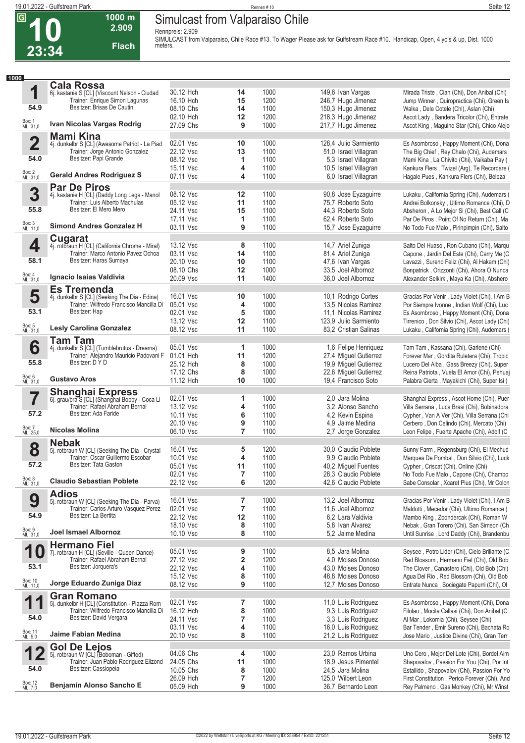G **10** 23:34 — 1000 m — 2.909 — Flach

# Simulcast from Valparaiso Chile

Rennpreis: 2.909

SIMULCAST from Valparaiso, Chile Race #13. To Wager Please ask for Gulfstream Race #10. Handicap, Open, 4 yo's & up, Dist. 1000 meters.

**1000**

## 1 Cala Rossa

6j. kastanie S [CL] (Viscount Nelson - Ciudad
Trainer: Enrique Simon Lagunas
Besitzer: Brisas De Cautin
54.9
Box: 1 ML: 31,0
**Ivan Nicolas Vargas Rodrig**

| Datum | Platz | Distanz | Quote/Jockey | Einlauf |
|---|---|---|---|---|
| 30.12 Hch | 14 | 1000 | 149,6 Ivan Vargas | Mirada Triste , Cian (Chi), Don Anibal (Chi) |
| 16.10 Hch | 15 | 1200 | 246,7 Hugo Jimenez | Jump Winner , Quiropractica (Chi), Green Is |
| 08.10 Chs | 14 | 1100 | 150,3 Hugo Jimenez | Walka , Dele Cotele (Chi), Aslan (Chi) |
| 02.10 Hch | 12 | 1200 | 218,3 Hugo Jimenez | Ascot Lady , Bandera Tricolor (Chi), Entrate |
| 27.09 Chs | 9 | 1000 | 217,7 Hugo Jimenez | Ascot King , Maguino Star (Chi), Chico Alejo |

## 2 Mami Kina

4j. dunkelbr S [CL] (Awesome Patriot - La Piad
Trainer: Jorge Antonio Gonzalez
Besitzer: Papi Grande
54.0
Box: 2 ML: 31,0
**Gerald Andres Rodriguez S**

| Datum | Platz | Distanz | Quote/Jockey | Einlauf |
|---|---|---|---|---|
| 02.01 Vsc | 10 | 1000 | 128,4 Julio Sarmiento | Es Asombroso , Happy Moment (Chi), Dona |
| 22.12 Vsc | 13 | 1100 | 51,0 Israel Villagran | The Big Chief , Rey Chalo (Chi), Audemars |
| 08.12 Vsc | 1 | 1100 | 5,3 Israel Villagran | Mami Kina , La Chivito (Chi), Vaikaba Pay ( |
| 15.11 Vsc | 4 | 1100 | 10,5 Israel Villagran | Kankura Flers , Twizel (Arg), Te Recordare ( |
| 07.11 Vsc | 4 | 1100 | 6,0 Israel Villagran | Hagale Pues , Kankura Flers (Chi), Beleza |

## 3 Par De Piros

4j. kastanie H [CL] (Daddy Long Legs - Manol
Trainer: Luis Alberto Machulas
Besitzer: El Mero Mero
55.8
Box: 3 ML: 11,0
**Simond Andres Gonzalez H**

| Datum | Platz | Distanz | Quote/Jockey | Einlauf |
|---|---|---|---|---|
| 08.12 Vsc | 12 | 1100 | 90,8 Jose Eyzaguirre | Lukaku , California Spring (Chi), Audemars ( |
| 05.12 Vsc | 11 | 1100 | 75,7 Roberto Soto | Andrei Bolkonsky , Ultimo Romance (Chi), D |
| 24.11 Vsc | 15 | 1100 | 44,3 Roberto Soto | Absheron , A Lo Mejor Si (Chi), Best Call (C |
| 17.11 Vsc | 1 | 1100 | 62,4 Roberto Soto | Par De Piros , Point Of No Return (Chi), Ma |
| 03.11 Vsc | 9 | 1100 | 15,7 Jose Eyzaguirre | No Todo Fue Malo , Pirinpimpin (Chi), Salto |

## 4 Cugarat

4j. rotbraun H [CL] (California Chrome - Miral)
Trainer: Marco Antonio Pavez Ochoa
Besitzer: Haras Sumaya
58.1
Box: 4 ML: 31,0
**Ignacio Isaias Valdivia**

| Datum | Platz | Distanz | Quote/Jockey | Einlauf |
|---|---|---|---|---|
| 13.12 Vsc | 8 | 1100 | 14,7 Ariel Zuniga | Salto Del Huaso , Ron Cubano (Chi), Marqu |
| 03.11 Vsc | 14 | 1100 | 81,4 Ariel Zuniga | Capone , Jardin Del Este (Chi), Carry Me (C |
| 20.10 Vsc | 10 | 1100 | 47,6 Ivan Vargas | Lavazzi , Sureno Feliz (Chi), Al Hakam (Chi) |
| 08.10 Chs | 12 | 1000 | 33,5 Joel Albornoz | Bonpatrick , Orizzonti (Chi), Ahora O Nunca |
| 20.09 Vsc | 11 | 1400 | 36,0 Joel Albornoz | Alexander Selkirk , Maya Ka (Chi), Abshero |

## 5 Es Tremenda

4j. dunkelbr S [CL] (Seeking The Dia - Edina)
Trainer: Wilfredo Francisco Mancilla Di
Besitzer: Hap
53.1
Box: 5 ML: 31,0
**Lesly Carolina Gonzalez**

| Datum | Platz | Distanz | Quote/Jockey | Einlauf |
|---|---|---|---|---|
| 16.01 Vsc | 10 | 1000 | 10,1 Rodrigo Cortes | Gracias Por Venir , Lady Violet (Chi), I Am B |
| 05.01 Vsc | 4 | 1000 | 13,5 Nicolas Ramirez | Por Siempre Ivonne , Indian Wolf (Chi), Luc |
| 02.01 Vsc | 5 | 1000 | 11,1 Nicolas Ramirez | Es Asombroso , Happy Moment (Chi), Dona |
| 13.12 Vsc | 12 | 1100 | 123,9 Julio Sarmiento | Tirrenico , Don Silvio (Chi), Ascot Lady (Chi) |
| 08.12 Vsc | 11 | 1100 | 83,2 Cristian Salinas | Lukaku , California Spring (Chi), Audemars ( |

## 6 Tam Tam

4j. dunkelbr S [CL] (Tumblebrutus - Dreama)
Trainer: Alejandro Mauricio Padovani F
Besitzer: D Y D
55.8
Box: 6 ML: 31,0
**Gustavo Aros**

| Datum | Platz | Distanz | Quote/Jockey | Einlauf |
|---|---|---|---|---|
| 05.01 Vsc | 1 | 1000 | 1,6 Felipe Henriquez | Tam Tam , Kassana (Chi), Garlene (Chi) |
| 01.01 Hch | 11 | 1200 | 27,4 Miguel Gutierrez | Forever Mar , Gordita Ruletera (Chi), Tropic |
| 25.12 Hch | 8 | 1000 | 19,9 Miguel Gutierrez | Lucero Del Alba , Gass Breezy (Chi), Super |
| 17.12 Chs | 8 | 1000 | 22,6 Miguel Gutierrez | Reina Patriota , Vuela El Amor (Chi), Pehuaj |
| 11.12 Hch | 10 | 1000 | 19,4 Francisco Soto | Palabra Cierta , Mayakichi (Chi), Super Isi ( |

## 7 Shanghai Express

6j. grau/bra S [CL] (Shanghai Bobby - Coca Li
Trainer: Rafael Abraham Bernal
Besitzer: Ada Faride
57.2
Box: 7 ML: 25,0
**Nicolas Molina**

| Datum | Platz | Distanz | Quote/Jockey | Einlauf |
|---|---|---|---|---|
| 02.01 Vsc | 1 | 1000 | 2,0 Jara Molina | Shanghai Express , Ascot Home (Chi), Puer |
| 13.12 Vsc | 4 | 1100 | 3,2 Alonso Sancho | Villa Serrana , Luca Brasi (Chi), Bobinadora |
| 10.11 Vsc | 6 | 1100 | 4,2 Kevin Espina | Cypher , Van A Ver (Chi), Villa Serrana (Chi |
| 20.10 Vsc | 9 | 1100 | 4,9 Jaime Medina | Cerbero , Don Celindo (Chi), Mercato (Chi) |
| 06.10 Vsc | 7 | 1100 | 2,7 Jorge Gonzalez | Leon Felipe , Fuerte Apache (Chi), Adolf (C |

## 8 Nebak

5j. rotbraun W [CL] (Seeking The Dia - Crystal
Trainer: Oscar Guillermo Escobar
Besitzer: Tata Gaston
57.2
Box: 8 ML: 31,0
**Claudio Sebastian Poblete**

| Datum | Platz | Distanz | Quote/Jockey | Einlauf |
|---|---|---|---|---|
| 16.01 Vsc | 5 | 1200 | 30,0 Claudio Poblete | Sunny Farm , Regensburg (Chi), El Mechud |
| 10.01 Vsc | 4 | 1100 | 9,9 Claudio Poblete | Marques De Pombal , Don Silvio (Chi), Luck |
| 05.01 Vsc | 11 | 1100 | 40,2 Miguel Fuentes | Cypher , Criscat (Chi), Online (Chi) |
| 02.01 Vsc | 7 | 1100 | 28,3 Claudio Poblete | No Todo Fue Malo , Capone (Chi), Chambo |
| 22.12 Vsc | 6 | 1200 | 42,6 Claudio Poblete | Sabe Consolar , Xcaret Plus (Chi), Mr Colon |

## 9 Adios

5j. rotbraun W [CL] (Seeking The Dia - Parva)
Trainer: Carlos Arturo Vasquez Perez
Besitzer: La Bertita
54.9
Box: 9 ML: 31,0
**Joel Ismael Albornoz**

| Datum | Platz | Distanz | Quote/Jockey | Einlauf |
|---|---|---|---|---|
| 16.01 Vsc | 7 | 1000 | 13,2 Joel Albornoz | Gracias Por Venir , Lady Violet (Chi), I Am B |
| 02.01 Vsc | 7 | 1100 | 11,6 Joel Albornoz | Maldotti , Mecedor (Chi), Ultimo Romance ( |
| 22.12 Vsc | 12 | 1100 | 6,2 Lara Valdivia | Mambo King , Zoondercak (Chi), Roman W |
| 18.10 Vsc | 8 | 1100 | 5,8 Ivan Alvarez | Nebak , Gran Torero (Chi), San Simeon (Ch |
| 10.10 Vsc | 8 | 1100 | 5,2 Jaime Medina | Until Sunrise , Lord Daddy (Chi), Brandenbu |

## 10 Hermano Fiel

7j. rotbraun H [CL] (Seville - Queen Dance)
Trainer: Rafael Abraham Bernal
Besitzer: Jorquera's
53.1
Box: 10 ML: 11,0
**Jorge Eduardo Zuniga Diaz**

| Datum | Platz | Distanz | Quote/Jockey | Einlauf |
|---|---|---|---|---|
| 05.01 Vsc | 9 | 1100 | 8,5 Jara Molina | Seysee , Potro Lider (Chi), Cielo Brillante (C |
| 27.12 Vsc | 2 | 1200 | 4,0 Moises Donoso | Red Blossom , Hermano Fiel (Chi), Old Bob |
| 22.12 Vsc | 4 | 1100 | 43,0 Moises Donoso | The Clover , Canastero (Chi), Old Bob (Chi) |
| 15.12 Vsc | 8 | 1100 | 48,8 Moises Donoso | Agua Del Rio , Red Blossom (Chi), Old Bob |
| 08.12 Vsc | 9 | 1100 | 12,7 Moises Donoso | Entrate Nunca , Sociegate Papurri (Chi), Ol |

## 11 Gran Romano

5j. dunkelbr H [CL] (Constitution - Piazza Rom
Trainer: Wilfredo Francisco Mancilla Di
Besitzer: David Vergara
54.0
Box: 11 ML: 5,0
**Jaime Fabian Medina**

| Datum | Platz | Distanz | Quote/Jockey | Einlauf |
|---|---|---|---|---|
| 02.01 Vsc | 7 | 1000 | 11,0 Luis Rodriguez | Es Asombroso , Happy Moment (Chi), Dona |
| 16.12 Hch | 8 | 1000 | 9,3 Luis Rodriguez | Filolao , Mocita Callasi (Chi), Don Anibal (C |
| 24.11 Vsc | 7 | 1100 | 3,3 Luis Rodriguez | Al Mar , Lokomia (Chi), Seysee (Chi) |
| 03.11 Vsc | 4 | 1100 | 16,0 Luis Rodriguez | Bar Tender , Emir Sureno (Chi), Bachata Ro |
| 20.10 Vsc | 8 | 1100 | 21,2 Luis Rodriguez | Jose Mario , Justice Divine (Chi), Gran Terr |

## 12 Gol De Lejos

5j. rotbraun W [CL] (Boboman - Gifted)
Trainer: Juan Pablo Rodriguez Elizond
Besitzer: Cassiopeia
54.0
Box: 12 ML: 7,0
**Benjamin Alonso Sancho E**

| Datum | Platz | Distanz | Quote/Jockey | Einlauf |
|---|---|---|---|---|
| 04.06 Chs | 4 | 1000 | 23,0 Ramos Urbina | Uno Cero , Mejor Del Lote (Chi), Bordel Aim |
| 24.05 Chs | 11 | 1000 | 18,9 Jesus Pimentel | Shapovalov , Passion For You (Chi), Por Int |
| 10.05 Chs | 8 | 1000 | 24,5 Jara Molina | Estallido , Shapovalov (Chi), Passion For Yo |
| 26.09 Hch | 7 | 1200 | 125,0 Wilbert Leon | First Constitution , Perico Forever (Chi), And |
| 05.09 Hch | 9 | 1000 | 36,7 Bernardo Leon | Rey Palmeno , Gas Monkey (Chi), Mr Winst |

©2022 by Wettstar / LiveSports.at KG / Meeting ID: 258954 / ExtID: 221251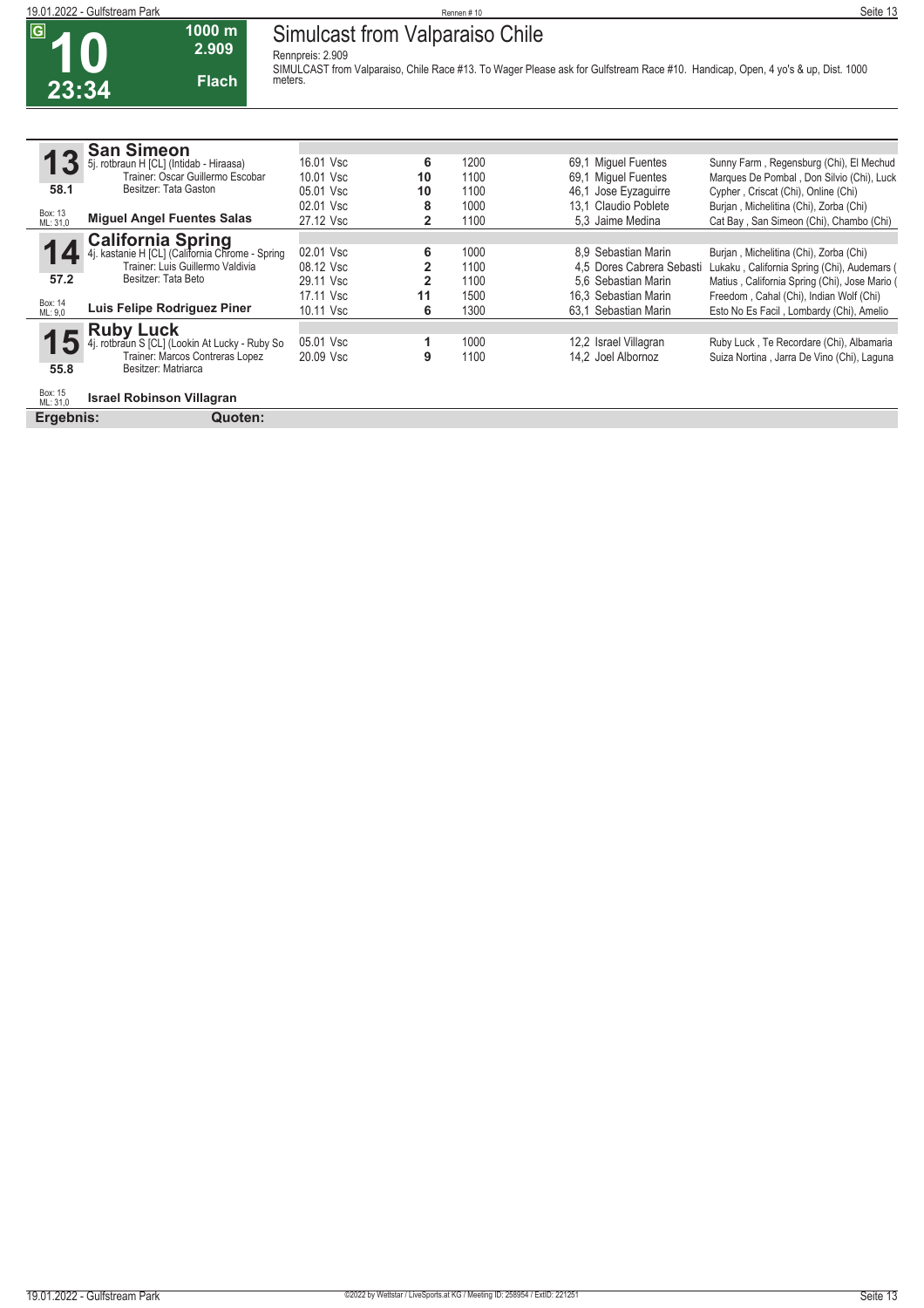# 10 — Simulcast from Valparaiso Chile

**G** | **23:34** | **1000 m** | **2.909** | **Flach**

Rennpreis: 2.909

SIMULCAST from Valparaiso, Chile Race #13. To Wager Please ask for Gulfstream Race #10. Handicap, Open, 4 yo's & up, Dist. 1000 meters.

## 13 San Simeon

5j. rotbraun H [CL] (Intidab - Hiraasa)
Trainer: Oscar Guillermo Escobar
Besitzer: Tata Gaston
58.1
Box: 13 ML: 31,0
**Miguel Angel Fuentes Salas**

| Datum | Platz | Distanz | Quote / Jockey | Einlauf |
|---|---|---|---|---|
| 16.01 Vsc | 6 | 1200 | 69,1 Miguel Fuentes | Sunny Farm , Regensburg (Chi), El Mechud |
| 10.01 Vsc | 10 | 1100 | 69,1 Miguel Fuentes | Marques De Pombal , Don Silvio (Chi), Luck |
| 05.01 Vsc | 10 | 1100 | 46,1 Jose Eyzaguirre | Cypher , Criscat (Chi), Online (Chi) |
| 02.01 Vsc | 8 | 1000 | 13,1 Claudio Poblete | Burjan , Michelitina (Chi), Zorba (Chi) |
| 27.12 Vsc | 2 | 1100 | 5,3 Jaime Medina | Cat Bay , San Simeon (Chi), Chambo (Chi) |

## 14 California Spring

4j. kastanie H [CL] (California Chrome - Spring
Trainer: Luis Guillermo Valdivia
Besitzer: Tata Beto
57.2
Box: 14 ML: 9,0
**Luis Felipe Rodriguez Piner**

| Datum | Platz | Distanz | Quote / Jockey | Einlauf |
|---|---|---|---|---|
| 02.01 Vsc | 6 | 1000 | 8,9 Sebastian Marin | Burjan , Michelitina (Chi), Zorba (Chi) |
| 08.12 Vsc | 2 | 1100 | 4,5 Dores Cabrera Sebasti | Lukaku , California Spring (Chi), Audemars ( |
| 29.11 Vsc | 2 | 1100 | 5,6 Sebastian Marin | Matius , California Spring (Chi), Jose Mario ( |
| 17.11 Vsc | 11 | 1500 | 16,3 Sebastian Marin | Freedom , Cahal (Chi), Indian Wolf (Chi) |
| 10.11 Vsc | 6 | 1300 | 63,1 Sebastian Marin | Esto No Es Facil , Lombardy (Chi), Amelio |

## 15 Ruby Luck

4j. rotbraun S [CL] (Lookin At Lucky - Ruby So
Trainer: Marcos Contreras Lopez
Besitzer: Matriarca
55.8
Box: 15 ML: 31,0
**Israel Robinson Villagran**

| Datum | Platz | Distanz | Quote / Jockey | Einlauf |
|---|---|---|---|---|
| 05.01 Vsc | 1 | 1000 | 12,2 Israel Villagran | Ruby Luck , Te Recordare (Chi), Albamaria |
| 20.09 Vsc | 9 | 1100 | 14,2 Joel Albornoz | Suiza Nortina , Jarra De Vino (Chi), Laguna |

**Ergebnis:** **Quoten:**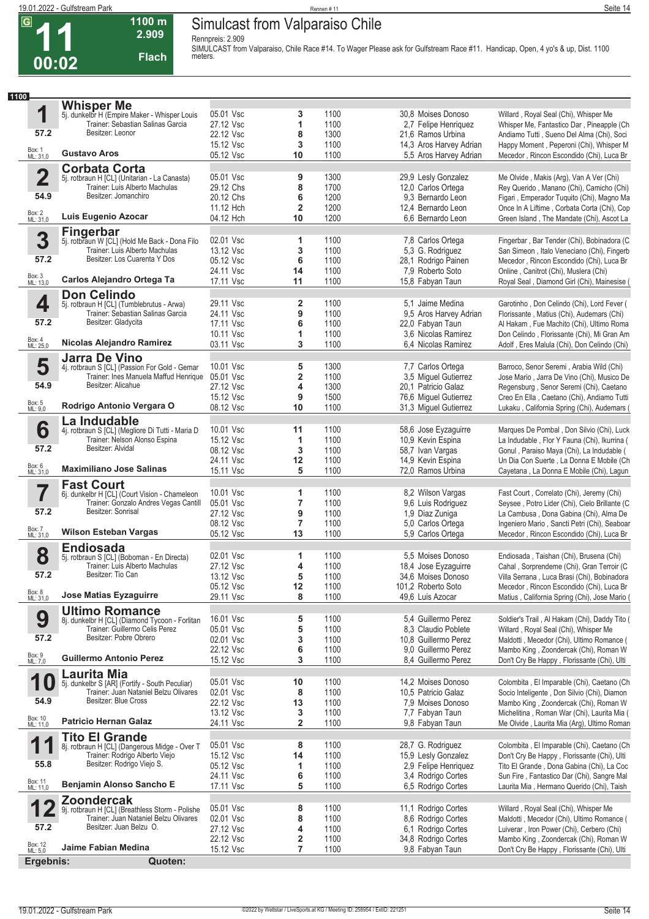# 11 — 00:02

**1100 m — 2.909 — Flach**

## Simulcast from Valparaiso Chile

Rennpreis: 2.909

SIMULCAST from Valparaiso, Chile Race #14. To Wager Please ask for Gulfstream Race #11. Handicap, Open, 4 yo's & up, Dist. 1100 meters.

**1100**

### 1 Whisper Me
5j. dunkelbr H (Empire Maker - Whisper Louis
Trainer: Sebastian Salinas Garcia
Besitzer: Leonor
57.2 — Box: 1 — ML: 31,0
**Gustavo Aros**

| Datum | Bahn | Pl. | Dist. | Quote Reiter | Einlauf |
|---|---|---|---|---|---|
| 05.01 | Vsc | 3 | 1100 | 30,8 Moises Donoso | Willard , Royal Seal (Chi), Whisper Me |
| 27.12 | Vsc | 1 | 1100 | 2,7 Felipe Henriquez | Whisper Me, Fantastico Dar , Pineapple (Ch |
| 22.12 | Vsc | 8 | 1300 | 21,6 Ramos Urbina | Andiamo Tutti , Sueno Del Alma (Chi), Soci |
| 15.12 | Vsc | 3 | 1100 | 14,3 Aros Harvey Adrian | Happy Moment , Peperoni (Chi), Whisper M |
| 05.12 | Vsc | 10 | 1100 | 5,5 Aros Harvey Adrian | Mecedor , Rincon Escondido (Chi), Luca Br |

### 2 Corbata Corta
5j. rotbraun H [CL] (Unitarian - La Canasta)
Trainer: Luis Alberto Machulas
Besitzer: Jomanchiro
54.9 — Box: 2 — ML: 31,0
**Luis Eugenio Azocar**

| Datum | Bahn | Pl. | Dist. | Quote Reiter | Einlauf |
|---|---|---|---|---|---|
| 05.01 | Vsc | 9 | 1300 | 29,9 Lesly Gonzalez | Me Olvide , Makis (Arg), Van A Ver (Chi) |
| 29.12 | Chs | 8 | 1700 | 12,0 Carlos Ortega | Rey Querido , Manano (Chi), Camicho (Chi) |
| 20.12 | Chs | 6 | 1200 | 9,3 Bernardo Leon | Figari , Emperador Tuquito (Chi), Magno Ma |
| 11.12 | Hch | 2 | 1200 | 12,4 Bernardo Leon | Once In A Liftime , Corbata Corta (Chi), Cop |
| 04.12 | Hch | 10 | 1200 | 6,6 Bernardo Leon | Green Island , The Mandate (Chi), Ascot La |

### 3 Fingerbar
5j. rotbraun W [CL] (Hold Me Back - Dona Filo
Trainer: Luis Alberto Machulas
Besitzer: Los Cuarenta Y Dos
57.2 — Box: 3 — ML: 13,0
**Carlos Alejandro Ortega Ta**

| Datum | Bahn | Pl. | Dist. | Quote Reiter | Einlauf |
|---|---|---|---|---|---|
| 02.01 | Vsc | 1 | 1100 | 7,8 Carlos Ortega | Fingerbar , Bar Tender (Chi), Bobinadora (C |
| 13.12 | Vsc | 3 | 1100 | 5,3 G. Rodriguez | San Simeon , Italo Veneciano (Chi), Fingerb |
| 05.12 | Vsc | 6 | 1100 | 28,1 Rodrigo Painen | Mecedor , Rincon Escondido (Chi), Luca Br |
| 24.11 | Vsc | 14 | 1100 | 7,9 Roberto Soto | Online , Canitrot (Chi), Muslera (Chi) |
| 17.11 | Vsc | 11 | 1100 | 15,8 Fabyan Taun | Royal Seal , Diamond Girl (Chi), Mainesise ( |

### 4 Don Celindo
5j. rotbraun H [CL] (Tumblebrutus - Arwa)
Trainer: Sebastian Salinas Garcia
Besitzer: Gladycita
57.2 — Box: 4 — ML: 25,0
**Nicolas Alejandro Ramirez**

| Datum | Bahn | Pl. | Dist. | Quote Reiter | Einlauf |
|---|---|---|---|---|---|
| 29.11 | Vsc | 2 | 1100 | 5,1 Jaime Medina | Garotinho , Don Celindo (Chi), Lord Fever ( |
| 24.11 | Vsc | 9 | 1100 | 9,5 Aros Harvey Adrian | Florissante , Matius (Chi), Audemars (Chi) |
| 17.11 | Vsc | 6 | 1100 | 22,0 Fabyan Taun | Al Hakam , Fue Machito (Chi), Ultimo Roma |
| 10.11 | Vsc | 1 | 1100 | 3,6 Nicolas Ramirez | Don Celindo , Florissante (Chi), Mi Gran Am |
| 03.11 | Vsc | 3 | 1100 | 6,4 Nicolas Ramirez | Adolf , Eres Malula (Chi), Don Celindo (Chi) |

### 5 Jarra De Vino
4j. rotbraun S [CL] (Passion For Gold - Gemar
Trainer: Ines Manuela Maffud Henrique
Besitzer: Alicahue
54.9 — Box: 5 — ML: 9,0
**Rodrigo Antonio Vergara O**

| Datum | Bahn | Pl. | Dist. | Quote Reiter | Einlauf |
|---|---|---|---|---|---|
| 10.01 | Vsc | 5 | 1300 | 7,7 Carlos Ortega | Barroco, Senor Seremi , Arabia Wild (Chi) |
| 05.01 | Vsc | 2 | 1100 | 3,5 Miguel Gutierrez | Jose Mario , Jarra De Vino (Chi), Musico De |
| 27.12 | Vsc | 4 | 1300 | 20,1 Patricio Galaz | Regensburg , Senor Seremi (Chi), Caetano |
| 15.12 | Vsc | 9 | 1500 | 76,6 Miguel Gutierrez | Creo En Ella , Caetano (Chi), Andiamo Tutti |
| 08.12 | Vsc | 10 | 1100 | 31,3 Miguel Gutierrez | Lukaku , California Spring (Chi), Audemars ( |

### 6 La Indudable
4j. rotbraun S [CL] (Megliore Di Tutti - Maria D
Trainer: Nelson Alonso Espina
Besitzer: Alvidal
57.2 — Box: 6 — ML: 31,0
**Maximiliano Jose Salinas**

| Datum | Bahn | Pl. | Dist. | Quote Reiter | Einlauf |
|---|---|---|---|---|---|
| 10.01 | Vsc | 11 | 1100 | 58,6 Jose Eyzaguirre | Marques De Pombal , Don Silvio (Chi), Luck |
| 15.12 | Vsc | 1 | 1100 | 10,9 Kevin Espina | La Indudable , Flor Y Fauna (Chi), Ikurrina ( |
| 08.12 | Vsc | 3 | 1100 | 58,7 Ivan Vargas | Gonul , Paraiso Maya (Chi), La Indudable ( |
| 24.11 | Vsc | 12 | 1100 | 14,9 Kevin Espina | Un Dia Con Suerte , La Donna E Mobile (Ch |
| 15.11 | Vsc | 5 | 1100 | 72,0 Ramos Urbina | Cayetana , La Donna E Mobile (Chi), Lagun |

### 7 Fast Court
6j. dunkelbr H [CL] (Court Vision - Chameleon
Trainer: Gonzalo Andres Vegas Cantill
Besitzer: Sonrisal
57.2 — Box: 7 — ML: 31,0
**Wilson Esteban Vargas**

| Datum | Bahn | Pl. | Dist. | Quote Reiter | Einlauf |
|---|---|---|---|---|---|
| 10.01 | Vsc | 1 | 1100 | 8,2 Wilson Vargas | Fast Court , Correlato (Chi), Jeremy (Chi) |
| 05.01 | Vsc | 7 | 1100 | 9,6 Luis Rodriguez | Seysee , Potro Lider (Chi), Cielo Brillante (C |
| 27.12 | Vsc | 9 | 1100 | 1,9 Diaz Zuniga | La Cambusa , Dona Gabina (Chi), Alma De |
| 08.12 | Vsc | 7 | 1100 | 5,0 Carlos Ortega | Ingeniero Mario , Sancti Petri (Chi), Seaboar |
| 05.12 | Vsc | 13 | 1100 | 5,9 Carlos Ortega | Mecedor , Rincon Escondido (Chi), Luca Br |

### 8 Endiosada
5j. rotbraun S [CL] (Boboman - En Directa)
Trainer: Luis Alberto Machulas
Besitzer: Tio Can
57.2 — Box: 8 — ML: 31,0
**Jose Matias Eyzaguirre**

| Datum | Bahn | Pl. | Dist. | Quote Reiter | Einlauf |
|---|---|---|---|---|---|
| 02.01 | Vsc | 1 | 1100 | 5,5 Moises Donoso | Endiosada , Taishan (Chi), Brusena (Chi) |
| 27.12 | Vsc | 4 | 1100 | 18,4 Jose Eyzaguirre | Cahal , Sorprendeme (Chi), Gran Terroir (C |
| 13.12 | Vsc | 5 | 1100 | 34,6 Moises Donoso | Villa Serrana , Luca Brasi (Chi), Bobinadora |
| 05.12 | Vsc | 12 | 1100 | 101,2 Roberto Soto | Mecedor , Rincon Escondido (Chi), Luca Br |
| 29.11 | Vsc | 8 | 1100 | 49,6 Luis Azocar | Matius , California Spring (Chi), Jose Mario ( |

### 9 Ultimo Romance
8j. dunkelbr H [CL] (Diamond Tycoon - Forlitan
Trainer: Guillermo Celis Perez
Besitzer: Pobre Obrero
57.2 — Box: 9 — ML: 7,0
**Guillermo Antonio Perez**

| Datum | Bahn | Pl. | Dist. | Quote Reiter | Einlauf |
|---|---|---|---|---|---|
| 16.01 | Vsc | 5 | 1100 | 5,4 Guillermo Perez | Soldier's Trail , Al Hakam (Chi), Daddy Tito ( |
| 05.01 | Vsc | 5 | 1100 | 8,3 Claudio Poblete | Willard , Royal Seal (Chi), Whisper Me |
| 02.01 | Vsc | 3 | 1100 | 10,8 Guillermo Perez | Maldotti , Mecedor (Chi), Ultimo Romance ( |
| 22.12 | Vsc | 6 | 1100 | 9,0 Guillermo Perez | Mambo King , Zoondercak (Chi), Roman W |
| 15.12 | Vsc | 3 | 1100 | 8,4 Guillermo Perez | Don't Cry Be Happy , Florissante (Chi), Ulti |

### 10 Laurita Mia
5j. dunkelbr S [AR] (Fortify - South Peculiar)
Trainer: Juan Nataniel Belzu Olivares
Besitzer: Blue Cross
54.9 — Box: 10 — ML: 11,0
**Patricio Hernan Galaz**

| Datum | Bahn | Pl. | Dist. | Quote Reiter | Einlauf |
|---|---|---|---|---|---|
| 05.01 | Vsc | 10 | 1100 | 14,2 Moises Donoso | Colombita , El Imparable (Chi), Caetano (Ch |
| 02.01 | Vsc | 8 | 1100 | 10,5 Patricio Galaz | Socio Inteligente , Don Silvio (Chi), Diamon |
| 22.12 | Vsc | 13 | 1100 | 7,9 Moises Donoso | Mambo King , Zoondercak (Chi), Roman W |
| 13.12 | Vsc | 3 | 1100 | 7,7 Fabyan Taun | Michelitina , Roman War (Chi), Laurita Mia ( |
| 24.11 | Vsc | 2 | 1100 | 9,8 Fabyan Taun | Me Olvide , Laurita Mia (Arg), Ultimo Roman |

### 11 Tito El Grande
8j. rotbraun H [CL] (Dangerous Midge - Over T
Trainer: Rodrigo Alberto Viejo
Besitzer: Rodrigo Viejo S.
55.8 — Box: 11 — ML: 11,0
**Benjamin Alonso Sancho E**

| Datum | Bahn | Pl. | Dist. | Quote Reiter | Einlauf |
|---|---|---|---|---|---|
| 05.01 | Vsc | 8 | 1100 | 28,7 G. Rodriguez | Colombita , El Imparable (Chi), Caetano (Ch |
| 15.12 | Vsc | 14 | 1100 | 15,9 Lesly Gonzalez | Don't Cry Be Happy , Florissante (Chi), Ulti |
| 05.12 | Vsc | 1 | 1100 | 2,9 Felipe Henriquez | Tito El Grande , Dona Gabina (Chi), La Coc |
| 24.11 | Vsc | 6 | 1100 | 3,4 Rodrigo Cortes | Sun Fire , Fantastico Dar (Chi), Sangre Mal |
| 17.11 | Vsc | 5 | 1100 | 6,5 Rodrigo Cortes | Laurita Mia , Hermano Querido (Chi), Taish |

### 12 Zoondercak
9j. rotbraun H [CL] (Breathless Storm - Polishe
Trainer: Juan Nataniel Belzu Olivares
Besitzer: Juan Belzu O.
57.2 — Box: 12 — ML: 5,0
**Jaime Fabian Medina**

| Datum | Bahn | Pl. | Dist. | Quote Reiter | Einlauf |
|---|---|---|---|---|---|
| 05.01 | Vsc | 8 | 1100 | 11,1 Rodrigo Cortes | Willard , Royal Seal (Chi), Whisper Me |
| 02.01 | Vsc | 8 | 1100 | 8,6 Rodrigo Cortes | Maldotti , Mecedor (Chi), Ultimo Romance ( |
| 27.12 | Vsc | 4 | 1100 | 6,1 Rodrigo Cortes | Luiverar , Iron Power (Chi), Cerbero (Chi) |
| 22.12 | Vsc | 2 | 1100 | 34,8 Rodrigo Cortes | Mambo King , Zoondercak (Chi), Roman W |
| 15.12 | Vsc | 7 | 1100 | 9,8 Fabyan Taun | Don't Cry Be Happy , Florissante (Chi), Ulti |

**Ergebnis:** **Quoten:**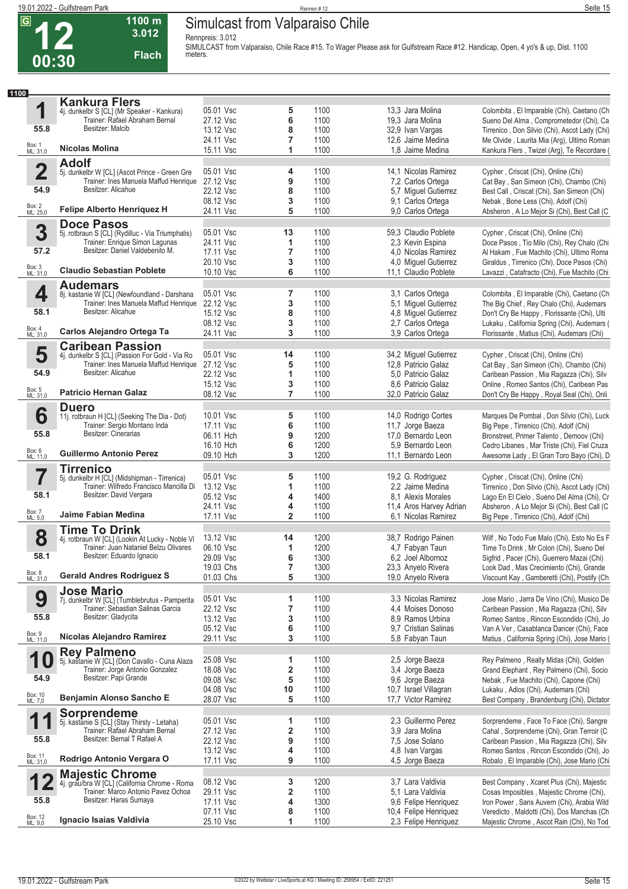# 12 — 00:30 — G — 1100 m — 3.012 — Flach

## Simulcast from Valparaiso Chile

Rennpreis: 3.012

SIMULCAST from Valparaiso, Chile Race #15. To Wager Please ask for Gulfstream Race #12. Handicap, Open, 4 yo's & up, Dist. 1100 meters.

**1100**

### 1 Kankura Flers
4j. dunkelbr S [CL] (Mr Speaker - Kankura)
Trainer: Rafael Abraham Bernal
Besitzer: Malcib
55.8 — Box: 1 — ML: 31,0
**Nicolas Molina**

| Datum | Bahn | Platz | Distanz | Quote / Reiter | Einlauf |
|---|---|---|---|---|---|
| 05.01 | Vsc | 5 | 1100 | 13,3 Jara Molina | Colombita , El Imparable (Chi), Caetano (Ch |
| 27.12 | Vsc | 6 | 1100 | 19,3 Jara Molina | Sueno Del Alma , Comprometedor (Chi), Ca |
| 13.12 | Vsc | 8 | 1100 | 32,9 Ivan Vargas | Tirrenico , Don Silvio (Chi), Ascot Lady (Chi) |
| 24.11 | Vsc | 7 | 1100 | 12,6 Jaime Medina | Me Olvide , Laurita Mia (Arg), Ultimo Roman |
| 15.11 | Vsc | 1 | 1100 | 1,8 Jaime Medina | Kankura Flers , Twizel (Arg), Te Recordare ( |

### 2 Adolf
5j. dunkelbr W [CL] (Ascot Prince - Green Gre
Trainer: Ines Manuela Maffud Henrique
Besitzer: Alicahue
54.9 — Box: 2 — ML: 25,0
**Felipe Alberto Henriquez H**

| Datum | Bahn | Platz | Distanz | Quote / Reiter | Einlauf |
|---|---|---|---|---|---|
| 05.01 | Vsc | 4 | 1100 | 14,1 Nicolas Ramirez | Cypher , Criscat (Chi), Online (Chi) |
| 27.12 | Vsc | 9 | 1100 | 7,2 Carlos Ortega | Cat Bay , San Simeon (Chi), Chambo (Chi) |
| 22.12 | Vsc | 8 | 1100 | 5,7 Miguel Gutierrez | Best Call , Criscat (Chi), San Simeon (Chi) |
| 08.12 | Vsc | 3 | 1100 | 9,1 Carlos Ortega | Nebak , Bone Less (Chi), Adolf (Chi) |
| 24.11 | Vsc | 5 | 1100 | 9,0 Carlos Ortega | Absheron , A Lo Mejor Si (Chi), Best Call (C |

### 3 Doce Pasos
5j. rotbraun S [CL] (Rydilluc - Via Triumphalis)
Trainer: Enrique Simon Lagunas
Besitzer: Daniel Valdebenito M.
57.2 — Box: 3 — ML: 31,0
**Claudio Sebastian Poblete**

| Datum | Bahn | Platz | Distanz | Quote / Reiter | Einlauf |
|---|---|---|---|---|---|
| 05.01 | Vsc | 13 | 1100 | 59,3 Claudio Poblete | Cypher , Criscat (Chi), Online (Chi) |
| 24.11 | Vsc | 1 | 1100 | 2,3 Kevin Espina | Doce Pasos , Tio Milo (Chi), Rey Chalo (Chi |
| 17.11 | Vsc | 7 | 1100 | 4,0 Nicolas Ramirez | Al Hakam , Fue Machito (Chi), Ultimo Roma |
| 20.10 | Vsc | 3 | 1100 | 4,0 Miguel Gutierrez | Giraldus , Tirrenico (Chi), Doce Pasos (Chi) |
| 10.10 | Vsc | 6 | 1100 | 11,1 Claudio Poblete | Lavazzi , Catafracto (Chi), Fue Machito (Chi |

### 4 Audemars
8j. kastanie W [CL] (Newfoundland - Darshana
Trainer: Ines Manuela Maffud Henrique
Besitzer: Alicahue
58.1 — Box: 4 — ML: 31,0
**Carlos Alejandro Ortega Ta**

| Datum | Bahn | Platz | Distanz | Quote / Reiter | Einlauf |
|---|---|---|---|---|---|
| 05.01 | Vsc | 7 | 1100 | 3,1 Carlos Ortega | Colombita , El Imparable (Chi), Caetano (Ch |
| 22.12 | Vsc | 3 | 1100 | 5,1 Miguel Gutierrez | The Big Chief , Rey Chalo (Chi), Audemars |
| 15.12 | Vsc | 8 | 1100 | 4,8 Miguel Gutierrez | Don't Cry Be Happy , Florissante (Chi), Ulti |
| 08.12 | Vsc | 3 | 1100 | 2,7 Carlos Ortega | Lukaku , California Spring (Chi), Audemars ( |
| 24.11 | Vsc | 3 | 1100 | 3,9 Carlos Ortega | Florissante , Matius (Chi), Audemars (Chi) |

### 5 Caribean Passion
4j. dunkelbr S [CL] (Passion For Gold - Via Ro
Trainer: Ines Manuela Maffud Henrique
Besitzer: Alicahue
54.9 — Box: 5 — ML: 31,0
**Patricio Hernan Galaz**

| Datum | Bahn | Platz | Distanz | Quote / Reiter | Einlauf |
|---|---|---|---|---|---|
| 05.01 | Vsc | 14 | 1100 | 34,2 Miguel Gutierrez | Cypher , Criscat (Chi), Online (Chi) |
| 27.12 | Vsc | 5 | 1100 | 12,8 Patricio Galaz | Cat Bay , San Simeon (Chi), Chambo (Chi) |
| 22.12 | Vsc | 1 | 1100 | 5,0 Patricio Galaz | Caribean Passion , Mia Ragazza (Chi), Silv |
| 15.12 | Vsc | 3 | 1100 | 8,6 Patricio Galaz | Online , Romeo Santos (Chi), Caribean Pas |
| 08.12 | Vsc | 7 | 1100 | 32,0 Patricio Galaz | Don't Cry Be Happy , Royal Seal (Chi), Onli |

### 6 Duero
11j. rotbraun H [CL] (Seeking The Dia - Dot)
Trainer: Sergio Montano Inda
Besitzer: Cinerarias
55.8 — Box: 6 — ML: 11,0
**Guillermo Antonio Perez**

| Datum | Bahn | Platz | Distanz | Quote / Reiter | Einlauf |
|---|---|---|---|---|---|
| 10.01 | Vsc | 5 | 1100 | 14,0 Rodrigo Cortes | Marques De Pombal , Don Silvio (Chi), Luck |
| 17.11 | Vsc | 6 | 1100 | 11,7 Jorge Baeza | Big Pepe , Tirrenico (Chi), Adolf (Chi) |
| 06.11 | Hch | 9 | 1200 | 17,0 Bernardo Leon | Bronstreet, Primer Talento , Demoov (Chi) |
| 16.10 | Hch | 6 | 1200 | 5,9 Bernardo Leon | Cedro Libanes , Mar Triste (Chi), Fiel Cruza |
| 09.10 | Hch | 3 | 1200 | 11,1 Bernardo Leon | Awesome Lady , El Gran Toro Bayo (Chi), D |

### 7 Tirrenico
5j. dunkelbr H [CL] (Midshipman - Tirrenica)
Trainer: Wilfredo Francisco Mancilla Di
Besitzer: David Vergara
58.1 — Box: 7 — ML: 5,0
**Jaime Fabian Medina**

| Datum | Bahn | Platz | Distanz | Quote / Reiter | Einlauf |
|---|---|---|---|---|---|
| 05.01 | Vsc | 5 | 1100 | 19,2 G. Rodriguez | Cypher , Criscat (Chi), Online (Chi) |
| 13.12 | Vsc | 1 | 1100 | 2,2 Jaime Medina | Tirrenico , Don Silvio (Chi), Ascot Lady (Chi) |
| 05.12 | Vsc | 4 | 1400 | 8,1 Alexis Morales | Lago En El Cielo , Sueno Del Alma (Chi), Cr |
| 24.11 | Vsc | 4 | 1100 | 11,4 Aros Harvey Adrian | Absheron , A Lo Mejor Si (Chi), Best Call (C |
| 17.11 | Vsc | 2 | 1100 | 6,1 Nicolas Ramirez | Big Pepe , Tirrenico (Chi), Adolf (Chi) |

### 8 Time To Drink
4j. rotbraun W [CL] (Lookin At Lucky - Noble Vi
Trainer: Juan Nataniel Belzu Olivares
Besitzer: Eduardo Ignacio
58.1 — Box: 8 — ML: 31,0
**Gerald Andres Rodriguez S**

| Datum | Bahn | Platz | Distanz | Quote / Reiter | Einlauf |
|---|---|---|---|---|---|
| 13.12 | Vsc | 14 | 1200 | 38,7 Rodrigo Painen | Wilf , No Todo Fue Malo (Chi), Esto No Es F |
| 06.10 | Vsc | 1 | 1200 | 4,7 Fabyan Taun | Time To Drink , Mr Colon (Chi), Sueno Del |
| 29.09 | Vsc | 6 | 1300 | 6,2 Joel Albornoz | Sigfrid , Pacer (Chi), Guerrero Mazai (Chi) |
| 19.03 | Chs | 7 | 1300 | 23,3 Anyelo Rivera | Look Dad , Mas Crecimiento (Chi), Grande |
| 01.03 | Chs | 5 | 1300 | 19,0 Anyelo Rivera | Viscount Kay , Gamberetti (Chi), Postify (Ch |

### 9 Jose Mario
7j. dunkelbr W [CL] (Tumblebrutus - Pamperita
Trainer: Sebastian Salinas Garcia
Besitzer: Gladycita
55.8 — Box: 9 — ML: 11,0
**Nicolas Alejandro Ramirez**

| Datum | Bahn | Platz | Distanz | Quote / Reiter | Einlauf |
|---|---|---|---|---|---|
| 05.01 | Vsc | 1 | 1100 | 3,3 Nicolas Ramirez | Jose Mario , Jarra De Vino (Chi), Musico De |
| 22.12 | Vsc | 7 | 1100 | 4,4 Moises Donoso | Caribean Passion , Mia Ragazza (Chi), Silv |
| 13.12 | Vsc | 3 | 1100 | 8,9 Ramos Urbina | Romeo Santos , Rincon Escondido (Chi), Jo |
| 05.12 | Vsc | 6 | 1100 | 9,7 Cristian Salinas | Van A Ver , Casablanca Dancer (Chi), Face |
| 29.11 | Vsc | 3 | 1100 | 5,8 Fabyan Taun | Matius , California Spring (Chi), Jose Mario ( |

### 10 Rey Palmeno
5j. kastanie W [CL] (Don Cavallo - Cuna Alaza
Trainer: Jorge Antonio Gonzalez
Besitzer: Papi Grande
54.9 — Box: 10 — ML: 7,0
**Benjamin Alonso Sancho E**

| Datum | Bahn | Platz | Distanz | Quote / Reiter | Einlauf |
|---|---|---|---|---|---|
| 25.08 | Vsc | 1 | 1100 | 2,5 Jorge Baeza | Rey Palmeno , Really Midas (Chi), Golden |
| 18.08 | Vsc | 2 | 1100 | 3,4 Jorge Baeza | Grand Elephant , Rey Palmeno (Chi), Socio |
| 09.08 | Vsc | 5 | 1100 | 9,6 Jorge Baeza | Nebak , Fue Machito (Chi), Capone (Chi) |
| 04.08 | Vsc | 10 | 1100 | 10,7 Israel Villagran | Lukaku , Adios (Chi), Audemars (Chi) |
| 28.07 | Vsc | 5 | 1100 | 17,7 Victor Ramirez | Best Company , Brandenburg (Chi), Dictator |

### 11 Sorprendeme
5j. kastanie S [CL] (Stay Thirsty - Letaha)
Trainer: Rafael Abraham Bernal
Besitzer: Bernal T Rafael A
55.8 — Box: 11 — ML: 31,0
**Rodrigo Antonio Vergara O**

| Datum | Bahn | Platz | Distanz | Quote / Reiter | Einlauf |
|---|---|---|---|---|---|
| 05.01 | Vsc | 1 | 1100 | 2,3 Guillermo Perez | Sorprendeme , Face To Face (Chi), Sangre |
| 27.12 | Vsc | 2 | 1100 | 3,9 Jara Molina | Cahal , Sorprendeme (Chi), Gran Terroir (C |
| 22.12 | Vsc | 9 | 1100 | 7,5 Jose Solano | Caribean Passion , Mia Ragazza (Chi), Silv |
| 13.12 | Vsc | 4 | 1100 | 4,8 Ivan Vargas | Romeo Santos , Rincon Escondido (Chi), Jo |
| 17.11 | Vsc | 9 | 1100 | 4,5 Jorge Baeza | Robalo , El Imparable (Chi), Jose Mario (Chi |

### 12 Majestic Chrome
4j. grau/bra W [CL] (California Chrome - Roma
Trainer: Marco Antonio Pavez Ochoa
Besitzer: Haras Sumaya
55.8 — Box: 12 — ML: 9,0
**Ignacio Isaias Valdivia**

| Datum | Bahn | Platz | Distanz | Quote / Reiter | Einlauf |
|---|---|---|---|---|---|
| 08.12 | Vsc | 3 | 1200 | 3,7 Lara Valdivia | Best Company , Xcaret Plus (Chi), Majestic |
| 29.11 | Vsc | 2 | 1100 | 5,1 Lara Valdivia | Cosas Imposibles , Majestic Chrome (Chi), |
| 17.11 | Vsc | 4 | 1300 | 9,6 Felipe Henriquez | Iron Power , Sans Auvern (Chi), Arabia Wild |
| 07.11 | Vsc | 8 | 1100 | 10,4 Felipe Henriquez | Veredicto , Maldotti (Chi), Dos Manchas (Ch |
| 25.10 | Vsc | 1 | 1100 | 2,3 Felipe Henriquez | Majestic Chrome , Ascot Rain (Chi), No Tod |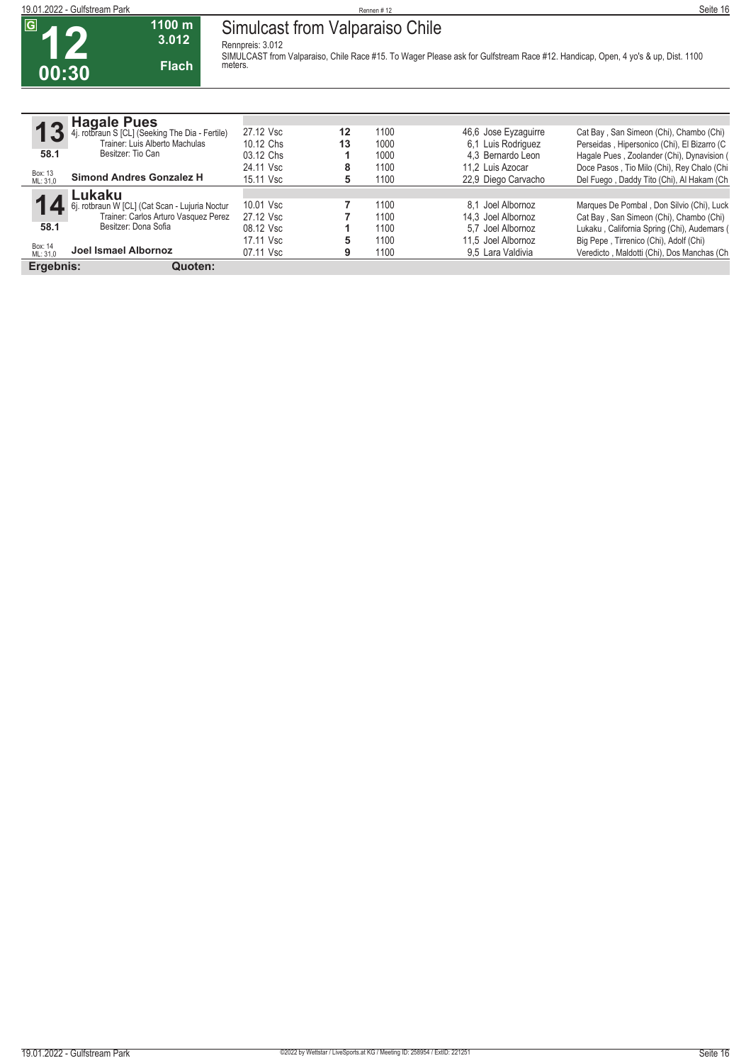**G**

# 12

**00:30**

**1100 m**
**3.012**
**Flach**

## Simulcast from Valparaiso Chile

Rennpreis: 3.012

SIMULCAST from Valparaiso, Chile Race #15. To Wager Please ask for Gulfstream Race #12. Handicap, Open, 4 yo's & up, Dist. 1100 meters.

| | | | | | | |
|---|---|---|---|---|---|---|
| **13** | **Hagale Pues** 4j. rotbraun S [CL] (Seeking The Dia - Fertile) | 27.12 Vsc | 12 | 1100 | 46,6 Jose Eyzaguirre | Cat Bay , San Simeon (Chi), Chambo (Chi) |
| | Trainer: Luis Alberto Machulas | 10.12 Chs | 13 | 1000 | 6,1 Luis Rodriguez | Perseidas , Hipersonico (Chi), El Bizarro (C |
| 58.1 | Besitzer: Tio Can | 03.12 Chs | 1 | 1000 | 4,3 Bernardo Leon | Hagale Pues , Zoolander (Chi), Dynavision ( |
| Box: 13 | | 24.11 Vsc | 8 | 1100 | 11,2 Luis Azocar | Doce Pasos , Tio Milo (Chi), Rey Chalo (Chi |
| ML: 31,0 | **Simond Andres Gonzalez H** | 15.11 Vsc | 5 | 1100 | 22,9 Diego Carvacho | Del Fuego , Daddy Tito (Chi), Al Hakam (Ch |
| **14** | **Lukaku** 6j. rotbraun W [CL] (Cat Scan - Lujuria Noctur | 10.01 Vsc | 7 | 1100 | 8,1 Joel Albornoz | Marques De Pombal , Don Silvio (Chi), Luck |
| | Trainer: Carlos Arturo Vasquez Perez | 27.12 Vsc | 7 | 1100 | 14,3 Joel Albornoz | Cat Bay , San Simeon (Chi), Chambo (Chi) |
| 58.1 | Besitzer: Dona Sofia | 08.12 Vsc | 1 | 1100 | 5,7 Joel Albornoz | Lukaku , California Spring (Chi), Audemars ( |
| Box: 14 | | 17.11 Vsc | 5 | 1100 | 11,5 Joel Albornoz | Big Pepe , Tirrenico (Chi), Adolf (Chi) |
| ML: 31,0 | **Joel Ismael Albornoz** | 07.11 Vsc | 9 | 1100 | 9,5 Lara Valdivia | Veredicto , Maldotti (Chi), Dos Manchas (Ch |

**Ergebnis:** **Quoten:**